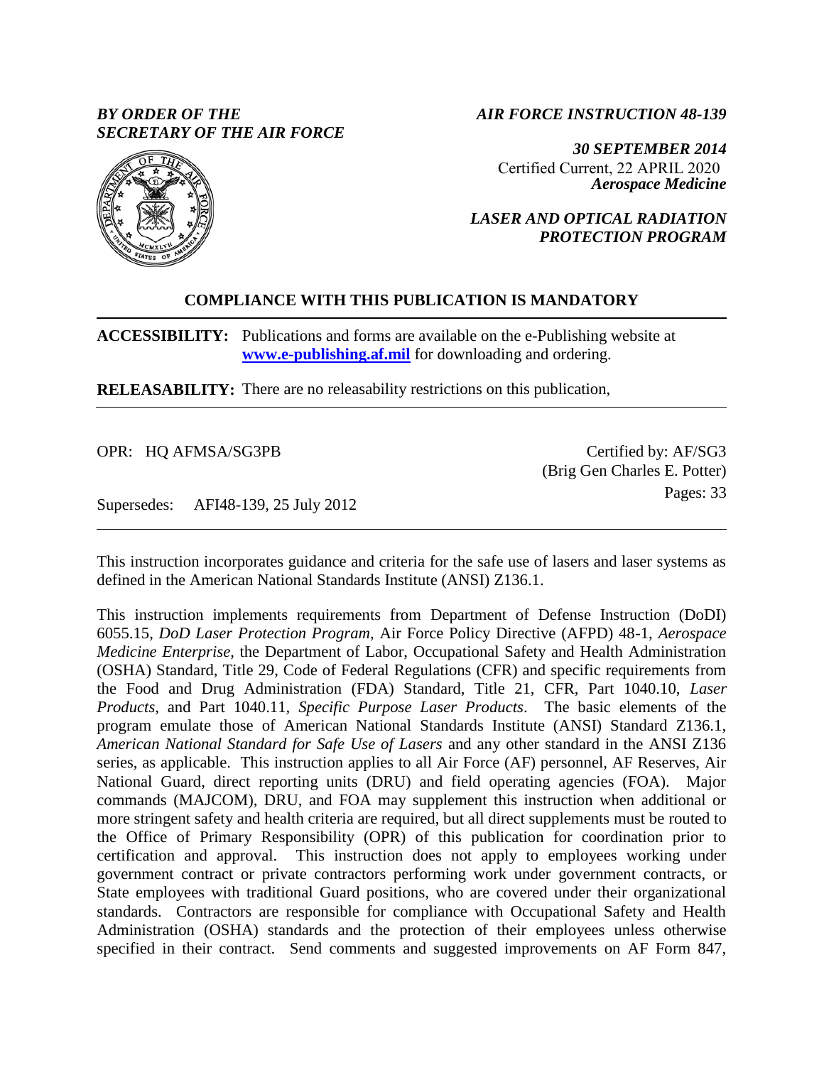*BY ORDER OF THE SECRETARY OF THE AIR FORCE*

*AIR FORCE INSTRUCTION 48-139*

***30 SEPTEMBER 2014***

Certified Current, 22 APRIL 2020

***Aerospace Medicine***

***LASER AND OPTICAL RADIATION PROTECTION PROGRAM***

**COMPLIANCE WITH THIS PUBLICATION IS MANDATORY**

**ACCESSIBILITY:** Publications and forms are available on the e-Publishing website at **www.e-publishing.af.mil** for downloading and ordering.

**RELEASABILITY:** There are no releasability restrictions on this publication,

OPR: HQ AFMSA/SG3PB

Certified by: AF/SG3 (Brig Gen Charles E. Potter)

Pages: 33

Supersedes: AFI48-139, 25 July 2012

This instruction incorporates guidance and criteria for the safe use of lasers and laser systems as defined in the American National Standards Institute (ANSI) Z136.1.

This instruction implements requirements from Department of Defense Instruction (DoDI) 6055.15, *DoD Laser Protection Program*, Air Force Policy Directive (AFPD) 48-1, *Aerospace Medicine Enterprise*, the Department of Labor, Occupational Safety and Health Administration (OSHA) Standard, Title 29, Code of Federal Regulations (CFR) and specific requirements from the Food and Drug Administration (FDA) Standard, Title 21, CFR, Part 1040.10, *Laser Products,* and Part 1040.11, *Specific Purpose Laser Products*. The basic elements of the program emulate those of American National Standards Institute (ANSI) Standard Z136.1, *American National Standard for Safe Use of Lasers* and any other standard in the ANSI Z136 series, as applicable. This instruction applies to all Air Force (AF) personnel, AF Reserves, Air National Guard, direct reporting units (DRU) and field operating agencies (FOA). Major commands (MAJCOM), DRU, and FOA may supplement this instruction when additional or more stringent safety and health criteria are required, but all direct supplements must be routed to the Office of Primary Responsibility (OPR) of this publication for coordination prior to certification and approval. This instruction does not apply to employees working under government contract or private contractors performing work under government contracts, or State employees with traditional Guard positions, who are covered under their organizational standards. Contractors are responsible for compliance with Occupational Safety and Health Administration (OSHA) standards and the protection of their employees unless otherwise specified in their contract. Send comments and suggested improvements on AF Form 847,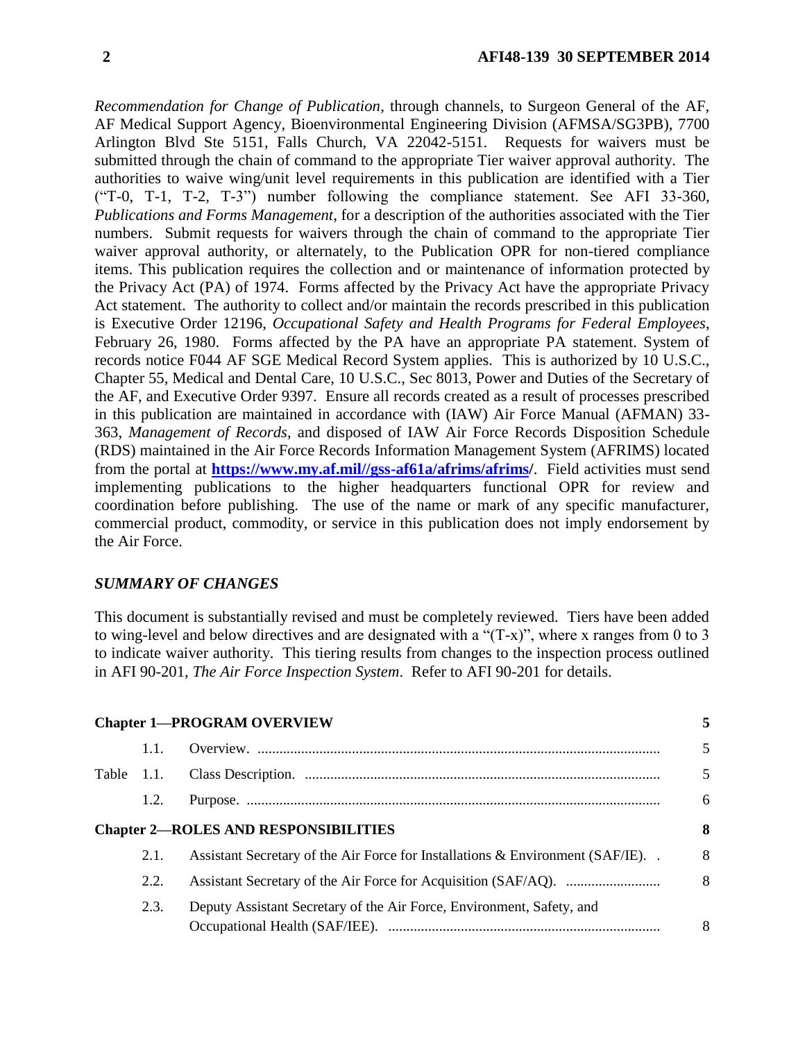*Recommendation for Change of Publication*, through channels, to Surgeon General of the AF, AF Medical Support Agency, Bioenvironmental Engineering Division (AFMSA/SG3PB), 7700 Arlington Blvd Ste 5151, Falls Church, VA 22042-5151. Requests for waivers must be submitted through the chain of command to the appropriate Tier waiver approval authority. The authorities to waive wing/unit level requirements in this publication are identified with a Tier ("T-0, T-1, T-2, T-3") number following the compliance statement. See AFI 33-360, *Publications and Forms Management*, for a description of the authorities associated with the Tier numbers. Submit requests for waivers through the chain of command to the appropriate Tier waiver approval authority, or alternately, to the Publication OPR for non-tiered compliance items. This publication requires the collection and or maintenance of information protected by the Privacy Act (PA) of 1974. Forms affected by the Privacy Act have the appropriate Privacy Act statement. The authority to collect and/or maintain the records prescribed in this publication is Executive Order 12196, *Occupational Safety and Health Programs for Federal Employees*, February 26, 1980. Forms affected by the PA have an appropriate PA statement. System of records notice F044 AF SGE Medical Record System applies. This is authorized by 10 U.S.C., Chapter 55, Medical and Dental Care, 10 U.S.C., Sec 8013, Power and Duties of the Secretary of the AF, and Executive Order 9397. Ensure all records created as a result of processes prescribed in this publication are maintained in accordance with (IAW) Air Force Manual (AFMAN) 33-363, *Management of Records*, and disposed of IAW Air Force Records Disposition Schedule (RDS) maintained in the Air Force Records Information Management System (AFRIMS) located from the portal at **https://www.my.af.mil//gss-af61a/afrims/afrims/**. Field activities must send implementing publications to the higher headquarters functional OPR for review and coordination before publishing. The use of the name or mark of any specific manufacturer, commercial product, commodity, or service in this publication does not imply endorsement by the Air Force.

## *SUMMARY OF CHANGES*

This document is substantially revised and must be completely reviewed. Tiers have been added to wing-level and below directives and are designated with a "(T-x)", where x ranges from 0 to 3 to indicate waiver authority. This tiering results from changes to the inspection process outlined in AFI 90-201, *The Air Force Inspection System*. Refer to AFI 90-201 for details.

| | | | |
|---|---|---|---|
| **Chapter 1—PROGRAM OVERVIEW** | | | **5** |
| | 1.1. | Overview. | 5 |
| Table | 1.1. | Class Description. | 5 |
| | 1.2. | Purpose. | 6 |
| **Chapter 2—ROLES AND RESPONSIBILITIES** | | | **8** |
| | 2.1. | Assistant Secretary of the Air Force for Installations & Environment (SAF/IE). | 8 |
| | 2.2. | Assistant Secretary of the Air Force for Acquisition (SAF/AQ). | 8 |
| | 2.3. | Deputy Assistant Secretary of the Air Force, Environment, Safety, and Occupational Health (SAF/IEE). | 8 |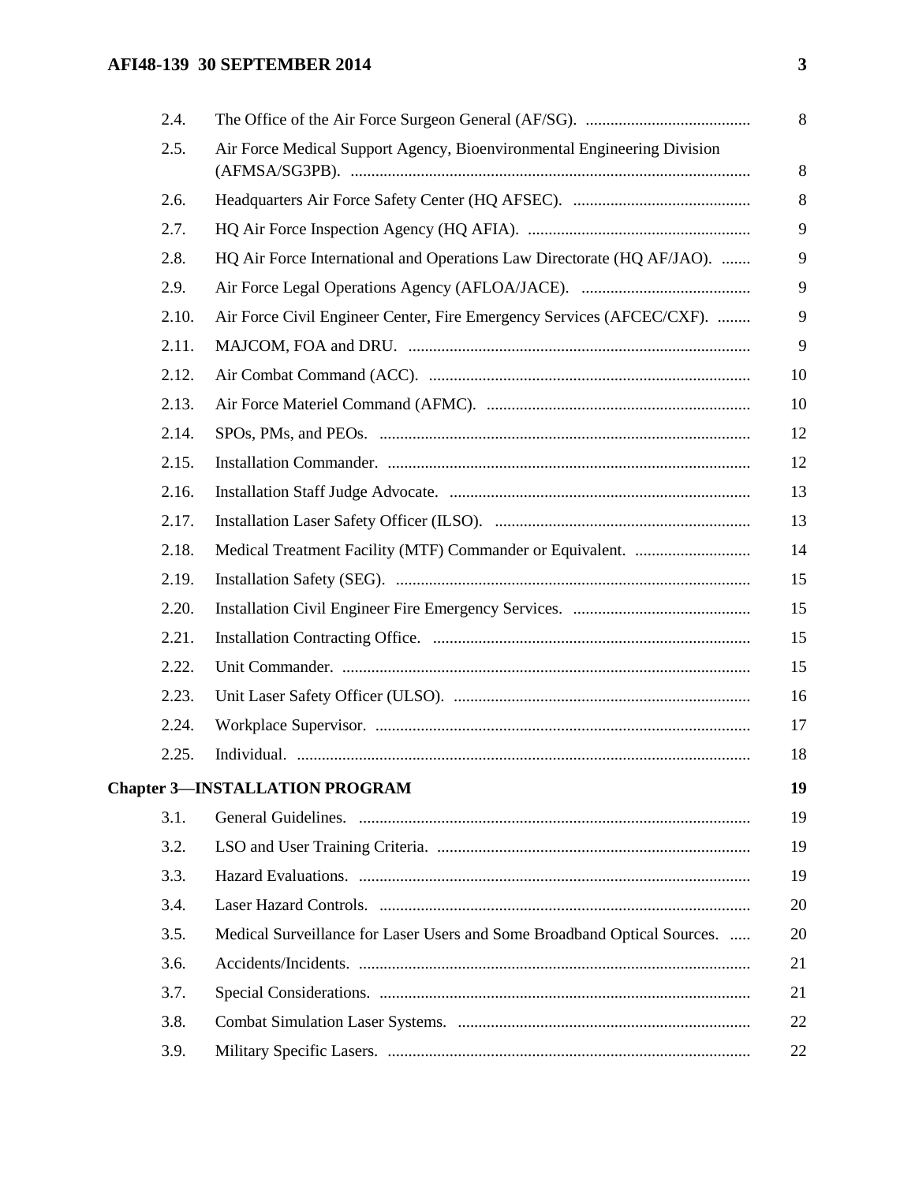| | | |
|---|---|---|
| 2.4. | The Office of the Air Force Surgeon General (AF/SG). | 8 |
| 2.5. | Air Force Medical Support Agency, Bioenvironmental Engineering Division (AFMSA/SG3PB). | 8 |
| 2.6. | Headquarters Air Force Safety Center (HQ AFSEC). | 8 |
| 2.7. | HQ Air Force Inspection Agency (HQ AFIA). | 9 |
| 2.8. | HQ Air Force International and Operations Law Directorate (HQ AF/JAO). | 9 |
| 2.9. | Air Force Legal Operations Agency (AFLOA/JACE). | 9 |
| 2.10. | Air Force Civil Engineer Center, Fire Emergency Services (AFCEC/CXF). | 9 |
| 2.11. | MAJCOM, FOA and DRU. | 9 |
| 2.12. | Air Combat Command (ACC). | 10 |
| 2.13. | Air Force Materiel Command (AFMC). | 10 |
| 2.14. | SPOs, PMs, and PEOs. | 12 |
| 2.15. | Installation Commander. | 12 |
| 2.16. | Installation Staff Judge Advocate. | 13 |
| 2.17. | Installation Laser Safety Officer (ILSO). | 13 |
| 2.18. | Medical Treatment Facility (MTF) Commander or Equivalent. | 14 |
| 2.19. | Installation Safety (SEG). | 15 |
| 2.20. | Installation Civil Engineer Fire Emergency Services. | 15 |
| 2.21. | Installation Contracting Office. | 15 |
| 2.22. | Unit Commander. | 15 |
| 2.23. | Unit Laser Safety Officer (ULSO). | 16 |
| 2.24. | Workplace Supervisor. | 17 |
| 2.25. | Individual. | 18 |
| **Chapter 3—INSTALLATION PROGRAM** | | **19** |
| 3.1. | General Guidelines. | 19 |
| 3.2. | LSO and User Training Criteria. | 19 |
| 3.3. | Hazard Evaluations. | 19 |
| 3.4. | Laser Hazard Controls. | 20 |
| 3.5. | Medical Surveillance for Laser Users and Some Broadband Optical Sources. | 20 |
| 3.6. | Accidents/Incidents. | 21 |
| 3.7. | Special Considerations. | 21 |
| 3.8. | Combat Simulation Laser Systems. | 22 |
| 3.9. | Military Specific Lasers. | 22 |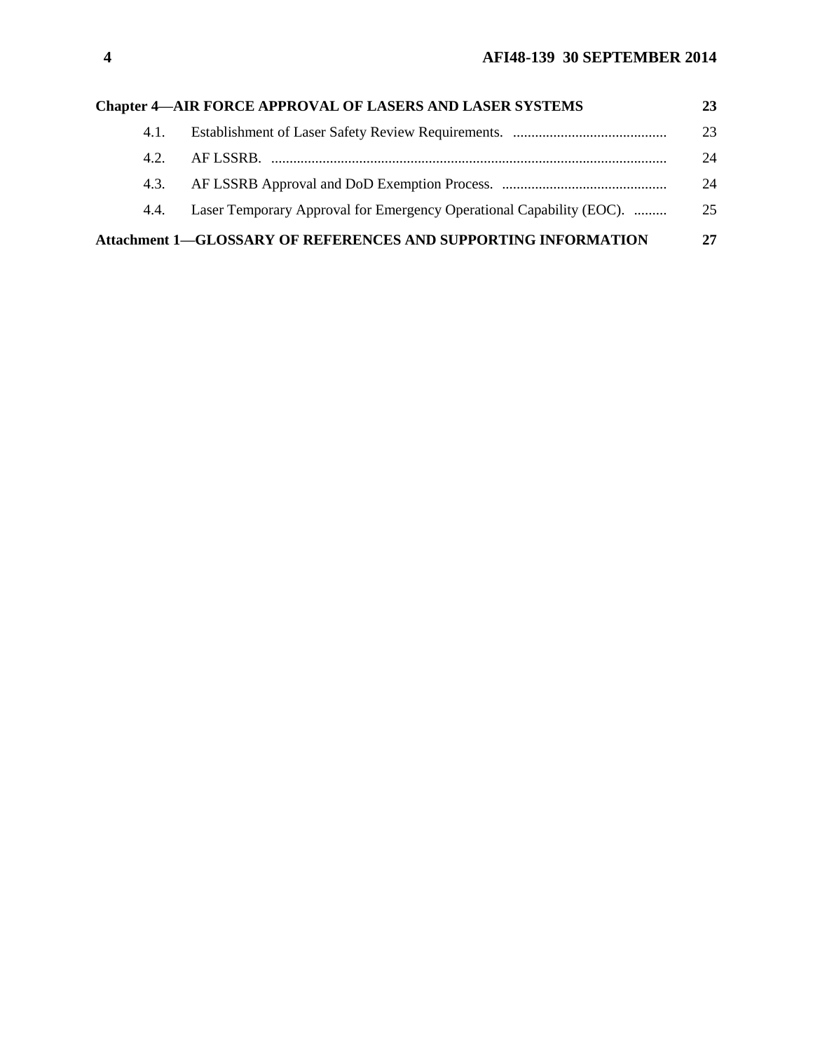**Chapter 4—AIR FORCE APPROVAL OF LASERS AND LASER SYSTEMS** **23**

4.1. Establishment of Laser Safety Review Requirements. .......................................... 23

4.2. AF LSSRB. ............................................................................................................ 24

4.3. AF LSSRB Approval and DoD Exemption Process. ............................................. 24

4.4. Laser Temporary Approval for Emergency Operational Capability (EOC). ......... 25

**Attachment 1—GLOSSARY OF REFERENCES AND SUPPORTING INFORMATION** **27**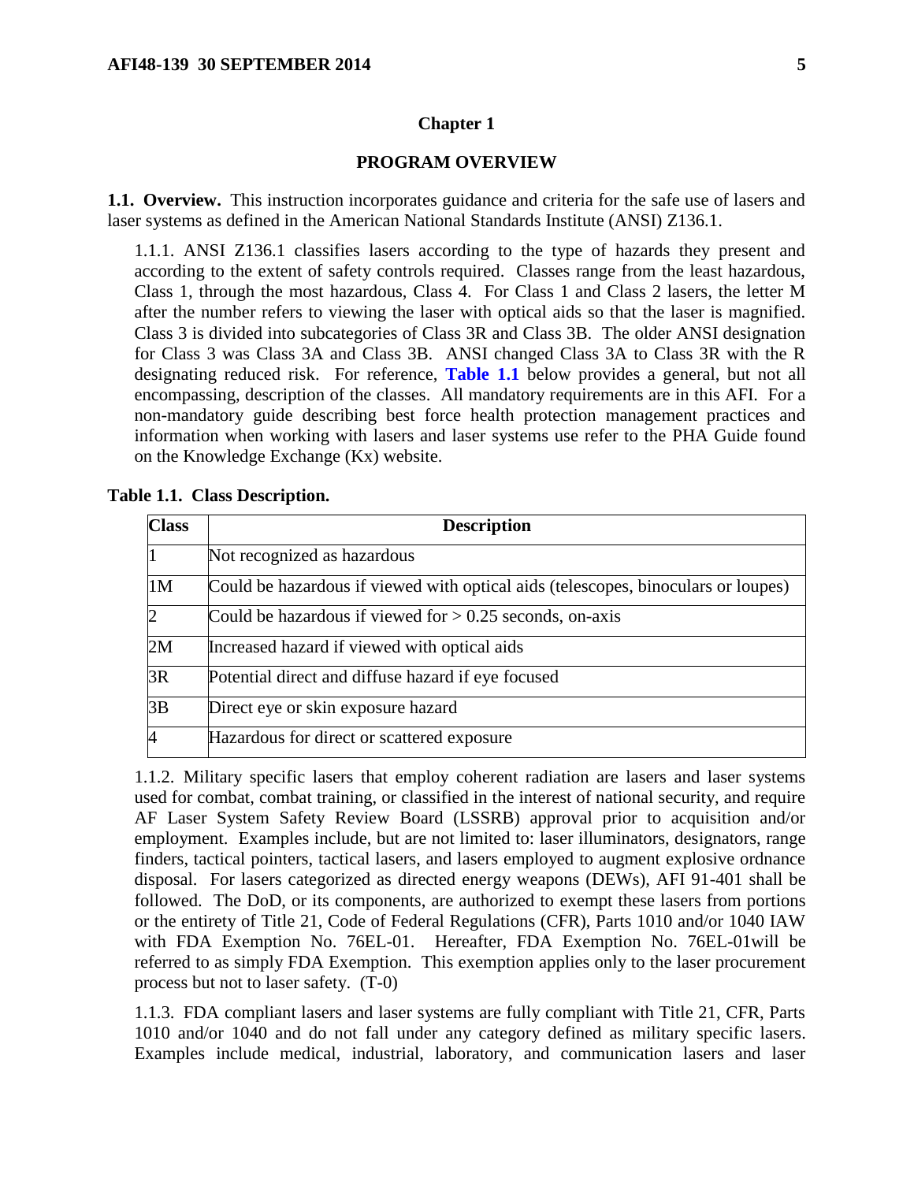## Chapter 1

## PROGRAM OVERVIEW

**1.1. Overview.** This instruction incorporates guidance and criteria for the safe use of lasers and laser systems as defined in the American National Standards Institute (ANSI) Z136.1.

1.1.1. ANSI Z136.1 classifies lasers according to the type of hazards they present and according to the extent of safety controls required. Classes range from the least hazardous, Class 1, through the most hazardous, Class 4. For Class 1 and Class 2 lasers, the letter M after the number refers to viewing the laser with optical aids so that the laser is magnified. Class 3 is divided into subcategories of Class 3R and Class 3B. The older ANSI designation for Class 3 was Class 3A and Class 3B. ANSI changed Class 3A to Class 3R with the R designating reduced risk. For reference, **Table 1.1** below provides a general, but not all encompassing, description of the classes. All mandatory requirements are in this AFI. For a non-mandatory guide describing best force health protection management practices and information when working with lasers and laser systems use refer to the PHA Guide found on the Knowledge Exchange (Kx) website.

**Table 1.1. Class Description.**

| Class | Description |
|---|---|
| 1 | Not recognized as hazardous |
| 1M | Could be hazardous if viewed with optical aids (telescopes, binoculars or loupes) |
| 2 | Could be hazardous if viewed for > 0.25 seconds, on-axis |
| 2M | Increased hazard if viewed with optical aids |
| 3R | Potential direct and diffuse hazard if eye focused |
| 3B | Direct eye or skin exposure hazard |
| 4 | Hazardous for direct or scattered exposure |

1.1.2. Military specific lasers that employ coherent radiation are lasers and laser systems used for combat, combat training, or classified in the interest of national security, and require AF Laser System Safety Review Board (LSSRB) approval prior to acquisition and/or employment. Examples include, but are not limited to: laser illuminators, designators, range finders, tactical pointers, tactical lasers, and lasers employed to augment explosive ordnance disposal. For lasers categorized as directed energy weapons (DEWs), AFI 91-401 shall be followed. The DoD, or its components, are authorized to exempt these lasers from portions or the entirety of Title 21, Code of Federal Regulations (CFR), Parts 1010 and/or 1040 IAW with FDA Exemption No. 76EL-01. Hereafter, FDA Exemption No. 76EL-01will be referred to as simply FDA Exemption. This exemption applies only to the laser procurement process but not to laser safety. (T-0)

1.1.3. FDA compliant lasers and laser systems are fully compliant with Title 21, CFR, Parts 1010 and/or 1040 and do not fall under any category defined as military specific lasers. Examples include medical, industrial, laboratory, and communication lasers and laser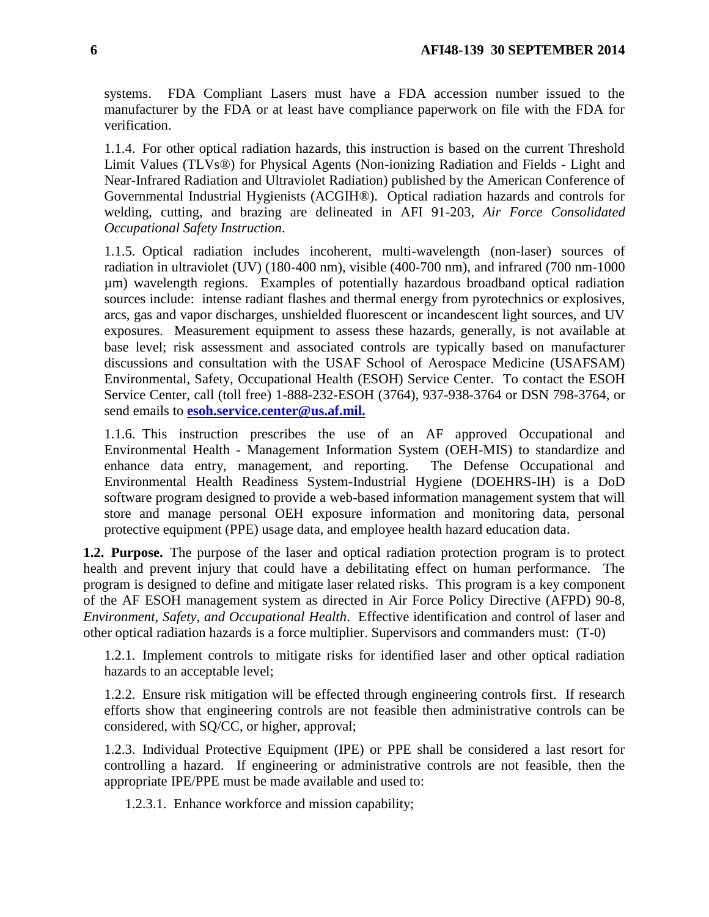systems. FDA Compliant Lasers must have a FDA accession number issued to the manufacturer by the FDA or at least have compliance paperwork on file with the FDA for verification.

1.1.4. For other optical radiation hazards, this instruction is based on the current Threshold Limit Values (TLVs®) for Physical Agents (Non-ionizing Radiation and Fields - Light and Near-Infrared Radiation and Ultraviolet Radiation) published by the American Conference of Governmental Industrial Hygienists (ACGIH®). Optical radiation hazards and controls for welding, cutting, and brazing are delineated in AFI 91-203, *Air Force Consolidated Occupational Safety Instruction*.

1.1.5. Optical radiation includes incoherent, multi-wavelength (non-laser) sources of radiation in ultraviolet (UV) (180-400 nm), visible (400-700 nm), and infrared (700 nm-1000 µm) wavelength regions. Examples of potentially hazardous broadband optical radiation sources include: intense radiant flashes and thermal energy from pyrotechnics or explosives, arcs, gas and vapor discharges, unshielded fluorescent or incandescent light sources, and UV exposures. Measurement equipment to assess these hazards, generally, is not available at base level; risk assessment and associated controls are typically based on manufacturer discussions and consultation with the USAF School of Aerospace Medicine (USAFSAM) Environmental, Safety, Occupational Health (ESOH) Service Center. To contact the ESOH Service Center, call (toll free) 1-888-232-ESOH (3764), 937-938-3764 or DSN 798-3764, or send emails to **esoh.service.center@us.af.mil.**

1.1.6. This instruction prescribes the use of an AF approved Occupational and Environmental Health - Management Information System (OEH-MIS) to standardize and enhance data entry, management, and reporting. The Defense Occupational and Environmental Health Readiness System-Industrial Hygiene (DOEHRS-IH) is a DoD software program designed to provide a web-based information management system that will store and manage personal OEH exposure information and monitoring data, personal protective equipment (PPE) usage data, and employee health hazard education data.

**1.2. Purpose.** The purpose of the laser and optical radiation protection program is to protect health and prevent injury that could have a debilitating effect on human performance. The program is designed to define and mitigate laser related risks. This program is a key component of the AF ESOH management system as directed in Air Force Policy Directive (AFPD) 90-8, *Environment, Safety, and Occupational Health*. Effective identification and control of laser and other optical radiation hazards is a force multiplier. Supervisors and commanders must: (T-0)

1.2.1. Implement controls to mitigate risks for identified laser and other optical radiation hazards to an acceptable level;

1.2.2. Ensure risk mitigation will be effected through engineering controls first. If research efforts show that engineering controls are not feasible then administrative controls can be considered, with SQ/CC, or higher, approval;

1.2.3. Individual Protective Equipment (IPE) or PPE shall be considered a last resort for controlling a hazard. If engineering or administrative controls are not feasible, then the appropriate IPE/PPE must be made available and used to:

1.2.3.1. Enhance workforce and mission capability;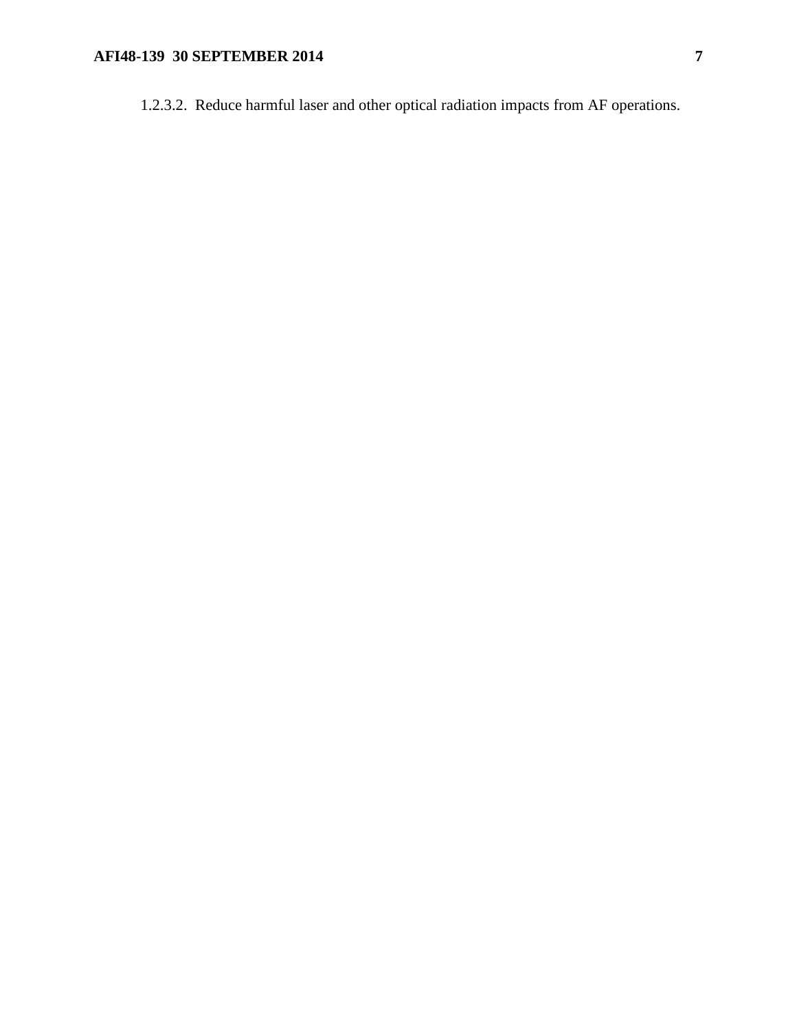1.2.3.2. Reduce harmful laser and other optical radiation impacts from AF operations.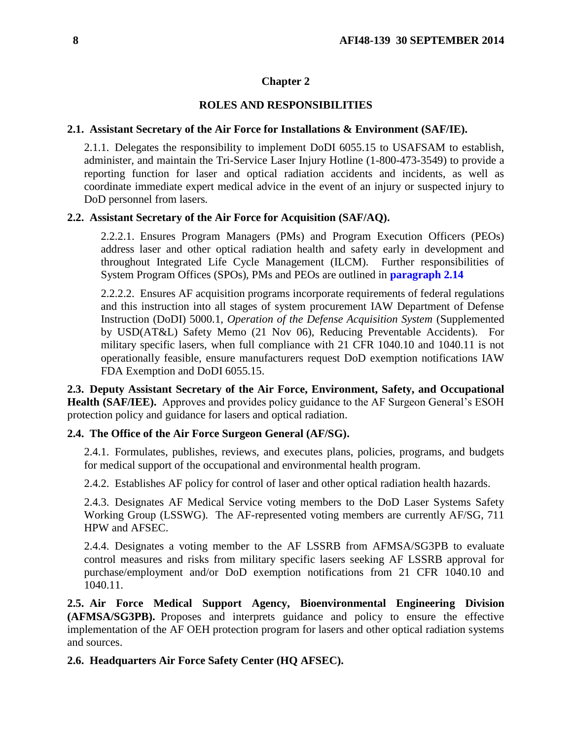## Chapter 2

## ROLES AND RESPONSIBILITIES

**2.1. Assistant Secretary of the Air Force for Installations & Environment (SAF/IE).**

2.1.1. Delegates the responsibility to implement DoDI 6055.15 to USAFSAM to establish, administer, and maintain the Tri-Service Laser Injury Hotline (1-800-473-3549) to provide a reporting function for laser and optical radiation accidents and incidents, as well as coordinate immediate expert medical advice in the event of an injury or suspected injury to DoD personnel from lasers.

**2.2. Assistant Secretary of the Air Force for Acquisition (SAF/AQ).**

2.2.2.1. Ensures Program Managers (PMs) and Program Execution Officers (PEOs) address laser and other optical radiation health and safety early in development and throughout Integrated Life Cycle Management (ILCM). Further responsibilities of System Program Offices (SPOs), PMs and PEOs are outlined in **paragraph 2.14**

2.2.2.2. Ensures AF acquisition programs incorporate requirements of federal regulations and this instruction into all stages of system procurement IAW Department of Defense Instruction (DoDI) 5000.1, *Operation of the Defense Acquisition System* (Supplemented by USD(AT&L) Safety Memo (21 Nov 06), Reducing Preventable Accidents). For military specific lasers, when full compliance with 21 CFR 1040.10 and 1040.11 is not operationally feasible, ensure manufacturers request DoD exemption notifications IAW FDA Exemption and DoDI 6055.15.

**2.3. Deputy Assistant Secretary of the Air Force, Environment, Safety, and Occupational Health (SAF/IEE).** Approves and provides policy guidance to the AF Surgeon General's ESOH protection policy and guidance for lasers and optical radiation.

**2.4. The Office of the Air Force Surgeon General (AF/SG).**

2.4.1. Formulates, publishes, reviews, and executes plans, policies, programs, and budgets for medical support of the occupational and environmental health program.

2.4.2. Establishes AF policy for control of laser and other optical radiation health hazards.

2.4.3. Designates AF Medical Service voting members to the DoD Laser Systems Safety Working Group (LSSWG). The AF-represented voting members are currently AF/SG, 711 HPW and AFSEC.

2.4.4. Designates a voting member to the AF LSSRB from AFMSA/SG3PB to evaluate control measures and risks from military specific lasers seeking AF LSSRB approval for purchase/employment and/or DoD exemption notifications from 21 CFR 1040.10 and 1040.11.

**2.5. Air Force Medical Support Agency, Bioenvironmental Engineering Division (AFMSA/SG3PB).** Proposes and interprets guidance and policy to ensure the effective implementation of the AF OEH protection program for lasers and other optical radiation systems and sources.

**2.6. Headquarters Air Force Safety Center (HQ AFSEC).**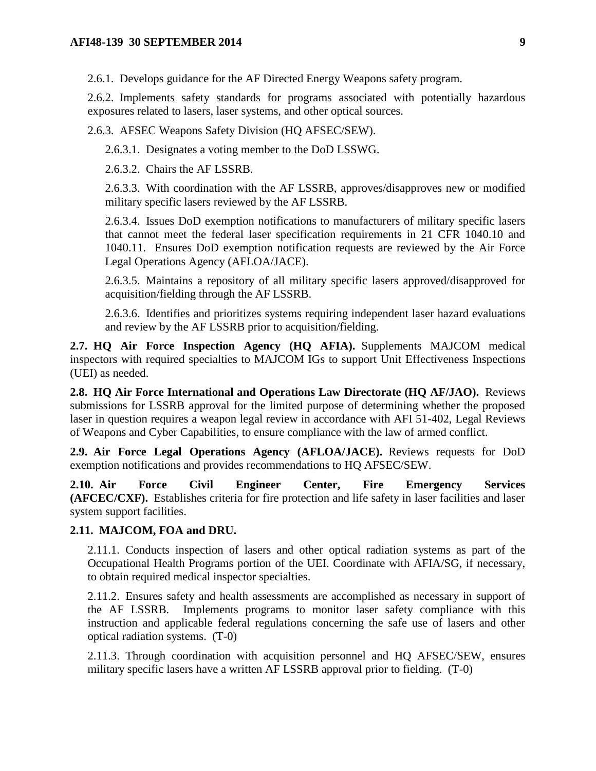2.6.1. Develops guidance for the AF Directed Energy Weapons safety program.

2.6.2. Implements safety standards for programs associated with potentially hazardous exposures related to lasers, laser systems, and other optical sources.

2.6.3. AFSEC Weapons Safety Division (HQ AFSEC/SEW).

2.6.3.1. Designates a voting member to the DoD LSSWG.

2.6.3.2. Chairs the AF LSSRB.

2.6.3.3. With coordination with the AF LSSRB, approves/disapproves new or modified military specific lasers reviewed by the AF LSSRB.

2.6.3.4. Issues DoD exemption notifications to manufacturers of military specific lasers that cannot meet the federal laser specification requirements in 21 CFR 1040.10 and 1040.11. Ensures DoD exemption notification requests are reviewed by the Air Force Legal Operations Agency (AFLOA/JACE).

2.6.3.5. Maintains a repository of all military specific lasers approved/disapproved for acquisition/fielding through the AF LSSRB.

2.6.3.6. Identifies and prioritizes systems requiring independent laser hazard evaluations and review by the AF LSSRB prior to acquisition/fielding.

**2.7. HQ Air Force Inspection Agency (HQ AFIA).** Supplements MAJCOM medical inspectors with required specialties to MAJCOM IGs to support Unit Effectiveness Inspections (UEI) as needed.

**2.8. HQ Air Force International and Operations Law Directorate (HQ AF/JAO).** Reviews submissions for LSSRB approval for the limited purpose of determining whether the proposed laser in question requires a weapon legal review in accordance with AFI 51-402, Legal Reviews of Weapons and Cyber Capabilities, to ensure compliance with the law of armed conflict.

**2.9. Air Force Legal Operations Agency (AFLOA/JACE).** Reviews requests for DoD exemption notifications and provides recommendations to HQ AFSEC/SEW.

**2.10. Air Force Civil Engineer Center, Fire Emergency Services (AFCEC/CXF).** Establishes criteria for fire protection and life safety in laser facilities and laser system support facilities.

**2.11. MAJCOM, FOA and DRU.**

2.11.1. Conducts inspection of lasers and other optical radiation systems as part of the Occupational Health Programs portion of the UEI. Coordinate with AFIA/SG, if necessary, to obtain required medical inspector specialties.

2.11.2. Ensures safety and health assessments are accomplished as necessary in support of the AF LSSRB. Implements programs to monitor laser safety compliance with this instruction and applicable federal regulations concerning the safe use of lasers and other optical radiation systems. (T-0)

2.11.3. Through coordination with acquisition personnel and HQ AFSEC/SEW, ensures military specific lasers have a written AF LSSRB approval prior to fielding. (T-0)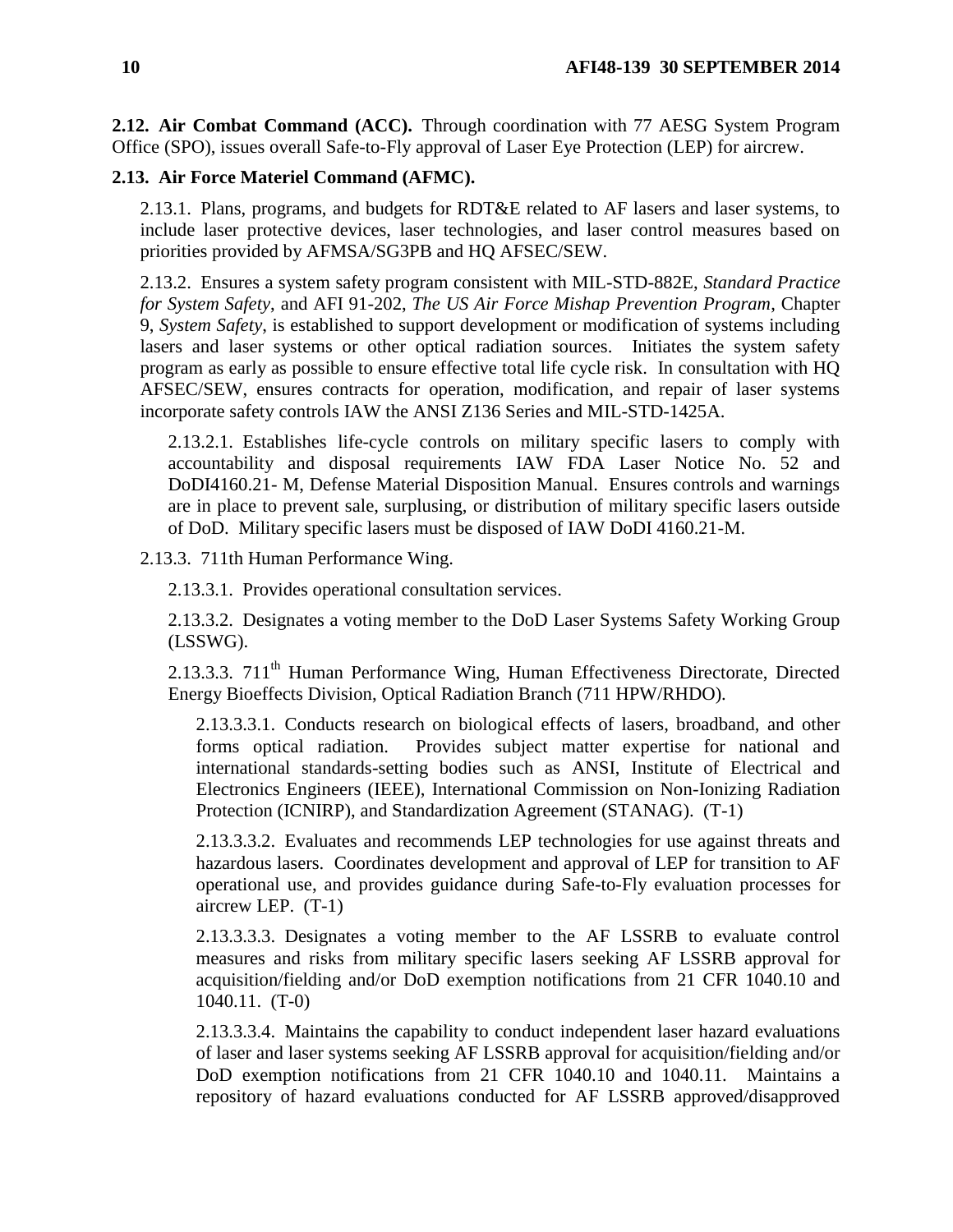**2.12. Air Combat Command (ACC).** Through coordination with 77 AESG System Program Office (SPO), issues overall Safe-to-Fly approval of Laser Eye Protection (LEP) for aircrew.

**2.13. Air Force Materiel Command (AFMC).**

2.13.1. Plans, programs, and budgets for RDT&E related to AF lasers and laser systems, to include laser protective devices, laser technologies, and laser control measures based on priorities provided by AFMSA/SG3PB and HQ AFSEC/SEW.

2.13.2. Ensures a system safety program consistent with MIL-STD-882E, *Standard Practice for System Safety*, and AFI 91-202, *The US Air Force Mishap Prevention Program*, Chapter 9, *System Safety*, is established to support development or modification of systems including lasers and laser systems or other optical radiation sources. Initiates the system safety program as early as possible to ensure effective total life cycle risk. In consultation with HQ AFSEC/SEW, ensures contracts for operation, modification, and repair of laser systems incorporate safety controls IAW the ANSI Z136 Series and MIL-STD-1425A.

2.13.2.1. Establishes life-cycle controls on military specific lasers to comply with accountability and disposal requirements IAW FDA Laser Notice No. 52 and DoDI4160.21- M, Defense Material Disposition Manual. Ensures controls and warnings are in place to prevent sale, surplusing, or distribution of military specific lasers outside of DoD. Military specific lasers must be disposed of IAW DoDI 4160.21-M.

2.13.3. 711th Human Performance Wing.

2.13.3.1. Provides operational consultation services.

2.13.3.2. Designates a voting member to the DoD Laser Systems Safety Working Group (LSSWG).

2.13.3.3. 711th Human Performance Wing, Human Effectiveness Directorate, Directed Energy Bioeffects Division, Optical Radiation Branch (711 HPW/RHDO).

2.13.3.3.1. Conducts research on biological effects of lasers, broadband, and other forms optical radiation. Provides subject matter expertise for national and international standards-setting bodies such as ANSI, Institute of Electrical and Electronics Engineers (IEEE), International Commission on Non-Ionizing Radiation Protection (ICNIRP), and Standardization Agreement (STANAG). (T-1)

2.13.3.3.2. Evaluates and recommends LEP technologies for use against threats and hazardous lasers. Coordinates development and approval of LEP for transition to AF operational use, and provides guidance during Safe-to-Fly evaluation processes for aircrew LEP. (T-1)

2.13.3.3.3. Designates a voting member to the AF LSSRB to evaluate control measures and risks from military specific lasers seeking AF LSSRB approval for acquisition/fielding and/or DoD exemption notifications from 21 CFR 1040.10 and 1040.11. (T-0)

2.13.3.3.4. Maintains the capability to conduct independent laser hazard evaluations of laser and laser systems seeking AF LSSRB approval for acquisition/fielding and/or DoD exemption notifications from 21 CFR 1040.10 and 1040.11. Maintains a repository of hazard evaluations conducted for AF LSSRB approved/disapproved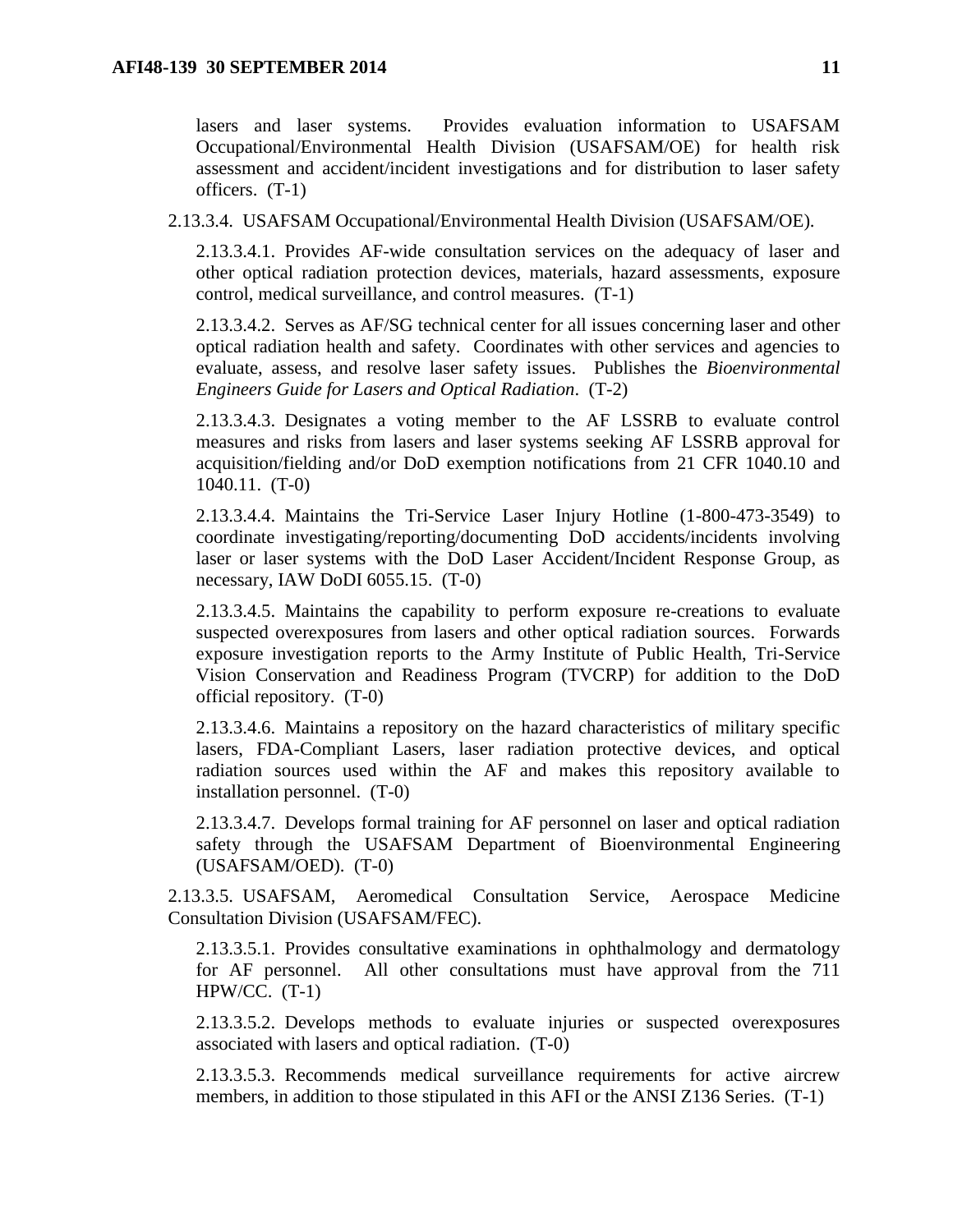lasers and laser systems. Provides evaluation information to USAFSAM Occupational/Environmental Health Division (USAFSAM/OE) for health risk assessment and accident/incident investigations and for distribution to laser safety officers. (T-1)

2.13.3.4. USAFSAM Occupational/Environmental Health Division (USAFSAM/OE).

2.13.3.4.1. Provides AF-wide consultation services on the adequacy of laser and other optical radiation protection devices, materials, hazard assessments, exposure control, medical surveillance, and control measures. (T-1)

2.13.3.4.2. Serves as AF/SG technical center for all issues concerning laser and other optical radiation health and safety. Coordinates with other services and agencies to evaluate, assess, and resolve laser safety issues. Publishes the *Bioenvironmental Engineers Guide for Lasers and Optical Radiation*. (T-2)

2.13.3.4.3. Designates a voting member to the AF LSSRB to evaluate control measures and risks from lasers and laser systems seeking AF LSSRB approval for acquisition/fielding and/or DoD exemption notifications from 21 CFR 1040.10 and 1040.11. (T-0)

2.13.3.4.4. Maintains the Tri-Service Laser Injury Hotline (1-800-473-3549) to coordinate investigating/reporting/documenting DoD accidents/incidents involving laser or laser systems with the DoD Laser Accident/Incident Response Group, as necessary, IAW DoDI 6055.15. (T-0)

2.13.3.4.5. Maintains the capability to perform exposure re-creations to evaluate suspected overexposures from lasers and other optical radiation sources. Forwards exposure investigation reports to the Army Institute of Public Health, Tri-Service Vision Conservation and Readiness Program (TVCRP) for addition to the DoD official repository. (T-0)

2.13.3.4.6. Maintains a repository on the hazard characteristics of military specific lasers, FDA-Compliant Lasers, laser radiation protective devices, and optical radiation sources used within the AF and makes this repository available to installation personnel. (T-0)

2.13.3.4.7. Develops formal training for AF personnel on laser and optical radiation safety through the USAFSAM Department of Bioenvironmental Engineering (USAFSAM/OED). (T-0)

2.13.3.5. USAFSAM, Aeromedical Consultation Service, Aerospace Medicine Consultation Division (USAFSAM/FEC).

2.13.3.5.1. Provides consultative examinations in ophthalmology and dermatology for AF personnel. All other consultations must have approval from the 711 HPW/CC. (T-1)

2.13.3.5.2. Develops methods to evaluate injuries or suspected overexposures associated with lasers and optical radiation. (T-0)

2.13.3.5.3. Recommends medical surveillance requirements for active aircrew members, in addition to those stipulated in this AFI or the ANSI Z136 Series. (T-1)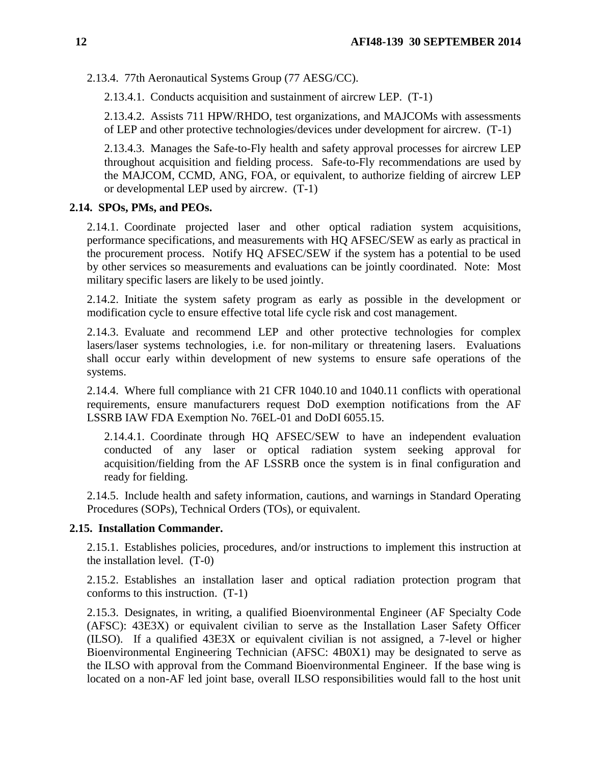2.13.4. 77th Aeronautical Systems Group (77 AESG/CC).

2.13.4.1. Conducts acquisition and sustainment of aircrew LEP. (T-1)

2.13.4.2. Assists 711 HPW/RHDO, test organizations, and MAJCOMs with assessments of LEP and other protective technologies/devices under development for aircrew. (T-1)

2.13.4.3. Manages the Safe-to-Fly health and safety approval processes for aircrew LEP throughout acquisition and fielding process. Safe-to-Fly recommendations are used by the MAJCOM, CCMD, ANG, FOA, or equivalent, to authorize fielding of aircrew LEP or developmental LEP used by aircrew. (T-1)

**2.14. SPOs, PMs, and PEOs.**

2.14.1. Coordinate projected laser and other optical radiation system acquisitions, performance specifications, and measurements with HQ AFSEC/SEW as early as practical in the procurement process. Notify HQ AFSEC/SEW if the system has a potential to be used by other services so measurements and evaluations can be jointly coordinated. Note: Most military specific lasers are likely to be used jointly.

2.14.2. Initiate the system safety program as early as possible in the development or modification cycle to ensure effective total life cycle risk and cost management.

2.14.3. Evaluate and recommend LEP and other protective technologies for complex lasers/laser systems technologies, i.e. for non-military or threatening lasers. Evaluations shall occur early within development of new systems to ensure safe operations of the systems.

2.14.4. Where full compliance with 21 CFR 1040.10 and 1040.11 conflicts with operational requirements, ensure manufacturers request DoD exemption notifications from the AF LSSRB IAW FDA Exemption No. 76EL-01 and DoDI 6055.15.

2.14.4.1. Coordinate through HQ AFSEC/SEW to have an independent evaluation conducted of any laser or optical radiation system seeking approval for acquisition/fielding from the AF LSSRB once the system is in final configuration and ready for fielding.

2.14.5. Include health and safety information, cautions, and warnings in Standard Operating Procedures (SOPs), Technical Orders (TOs), or equivalent.

**2.15. Installation Commander.**

2.15.1. Establishes policies, procedures, and/or instructions to implement this instruction at the installation level. (T-0)

2.15.2. Establishes an installation laser and optical radiation protection program that conforms to this instruction. (T-1)

2.15.3. Designates, in writing, a qualified Bioenvironmental Engineer (AF Specialty Code (AFSC): 43E3X) or equivalent civilian to serve as the Installation Laser Safety Officer (ILSO). If a qualified 43E3X or equivalent civilian is not assigned, a 7-level or higher Bioenvironmental Engineering Technician (AFSC: 4B0X1) may be designated to serve as the ILSO with approval from the Command Bioenvironmental Engineer. If the base wing is located on a non-AF led joint base, overall ILSO responsibilities would fall to the host unit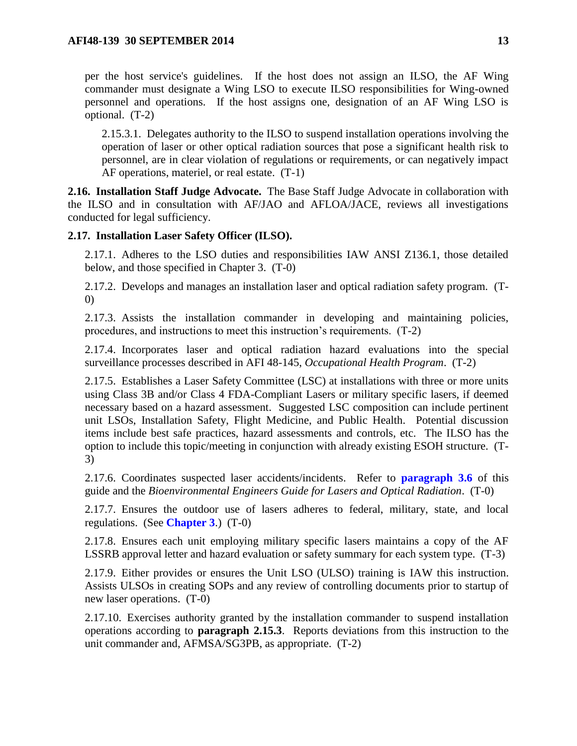per the host service's guidelines. If the host does not assign an ILSO, the AF Wing commander must designate a Wing LSO to execute ILSO responsibilities for Wing-owned personnel and operations. If the host assigns one, designation of an AF Wing LSO is optional. (T-2)

2.15.3.1. Delegates authority to the ILSO to suspend installation operations involving the operation of laser or other optical radiation sources that pose a significant health risk to personnel, are in clear violation of regulations or requirements, or can negatively impact AF operations, materiel, or real estate. (T-1)

**2.16. Installation Staff Judge Advocate.** The Base Staff Judge Advocate in collaboration with the ILSO and in consultation with AF/JAO and AFLOA/JACE, reviews all investigations conducted for legal sufficiency.

**2.17. Installation Laser Safety Officer (ILSO).**

2.17.1. Adheres to the LSO duties and responsibilities IAW ANSI Z136.1, those detailed below, and those specified in Chapter 3. (T-0)

2.17.2. Develops and manages an installation laser and optical radiation safety program. (T-0)

2.17.3. Assists the installation commander in developing and maintaining policies, procedures, and instructions to meet this instruction's requirements. (T-2)

2.17.4. Incorporates laser and optical radiation hazard evaluations into the special surveillance processes described in AFI 48-145, *Occupational Health Program*. (T-2)

2.17.5. Establishes a Laser Safety Committee (LSC) at installations with three or more units using Class 3B and/or Class 4 FDA-Compliant Lasers or military specific lasers, if deemed necessary based on a hazard assessment. Suggested LSC composition can include pertinent unit LSOs, Installation Safety, Flight Medicine, and Public Health. Potential discussion items include best safe practices, hazard assessments and controls, etc. The ILSO has the option to include this topic/meeting in conjunction with already existing ESOH structure. (T-3)

2.17.6. Coordinates suspected laser accidents/incidents. Refer to **paragraph 3.6** of this guide and the *Bioenvironmental Engineers Guide for Lasers and Optical Radiation*. (T-0)

2.17.7. Ensures the outdoor use of lasers adheres to federal, military, state, and local regulations. (See **Chapter 3**.) (T-0)

2.17.8. Ensures each unit employing military specific lasers maintains a copy of the AF LSSRB approval letter and hazard evaluation or safety summary for each system type. (T-3)

2.17.9. Either provides or ensures the Unit LSO (ULSO) training is IAW this instruction. Assists ULSOs in creating SOPs and any review of controlling documents prior to startup of new laser operations. (T-0)

2.17.10. Exercises authority granted by the installation commander to suspend installation operations according to **paragraph 2.15.3**. Reports deviations from this instruction to the unit commander and, AFMSA/SG3PB, as appropriate. (T-2)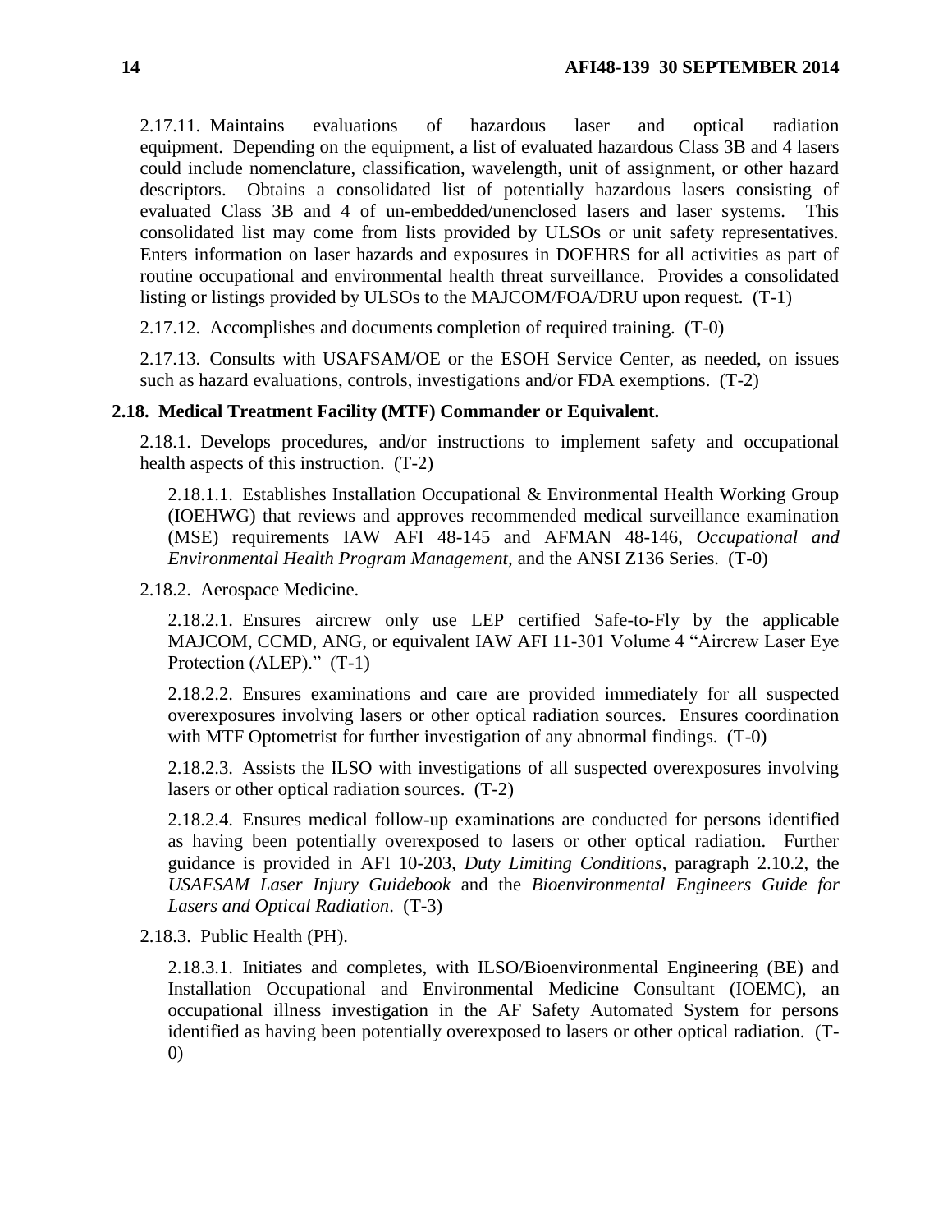2.17.11. Maintains evaluations of hazardous laser and optical radiation equipment. Depending on the equipment, a list of evaluated hazardous Class 3B and 4 lasers could include nomenclature, classification, wavelength, unit of assignment, or other hazard descriptors. Obtains a consolidated list of potentially hazardous lasers consisting of evaluated Class 3B and 4 of un-embedded/unenclosed lasers and laser systems. This consolidated list may come from lists provided by ULSOs or unit safety representatives. Enters information on laser hazards and exposures in DOEHRS for all activities as part of routine occupational and environmental health threat surveillance. Provides a consolidated listing or listings provided by ULSOs to the MAJCOM/FOA/DRU upon request. (T-1)

2.17.12. Accomplishes and documents completion of required training. (T-0)

2.17.13. Consults with USAFSAM/OE or the ESOH Service Center, as needed, on issues such as hazard evaluations, controls, investigations and/or FDA exemptions. (T-2)

**2.18. Medical Treatment Facility (MTF) Commander or Equivalent.**

2.18.1. Develops procedures, and/or instructions to implement safety and occupational health aspects of this instruction. (T-2)

2.18.1.1. Establishes Installation Occupational & Environmental Health Working Group (IOEHWG) that reviews and approves recommended medical surveillance examination (MSE) requirements IAW AFI 48-145 and AFMAN 48-146, *Occupational and Environmental Health Program Management*, and the ANSI Z136 Series. (T-0)

2.18.2. Aerospace Medicine.

2.18.2.1. Ensures aircrew only use LEP certified Safe-to-Fly by the applicable MAJCOM, CCMD, ANG, or equivalent IAW AFI 11-301 Volume 4 "Aircrew Laser Eye Protection (ALEP)." (T-1)

2.18.2.2. Ensures examinations and care are provided immediately for all suspected overexposures involving lasers or other optical radiation sources. Ensures coordination with MTF Optometrist for further investigation of any abnormal findings. (T-0)

2.18.2.3. Assists the ILSO with investigations of all suspected overexposures involving lasers or other optical radiation sources. (T-2)

2.18.2.4. Ensures medical follow-up examinations are conducted for persons identified as having been potentially overexposed to lasers or other optical radiation. Further guidance is provided in AFI 10-203, *Duty Limiting Conditions*, paragraph 2.10.2, the *USAFSAM Laser Injury Guidebook* and the *Bioenvironmental Engineers Guide for Lasers and Optical Radiation*. (T-3)

2.18.3. Public Health (PH).

2.18.3.1. Initiates and completes, with ILSO/Bioenvironmental Engineering (BE) and Installation Occupational and Environmental Medicine Consultant (IOEMC), an occupational illness investigation in the AF Safety Automated System for persons identified as having been potentially overexposed to lasers or other optical radiation. (T-0)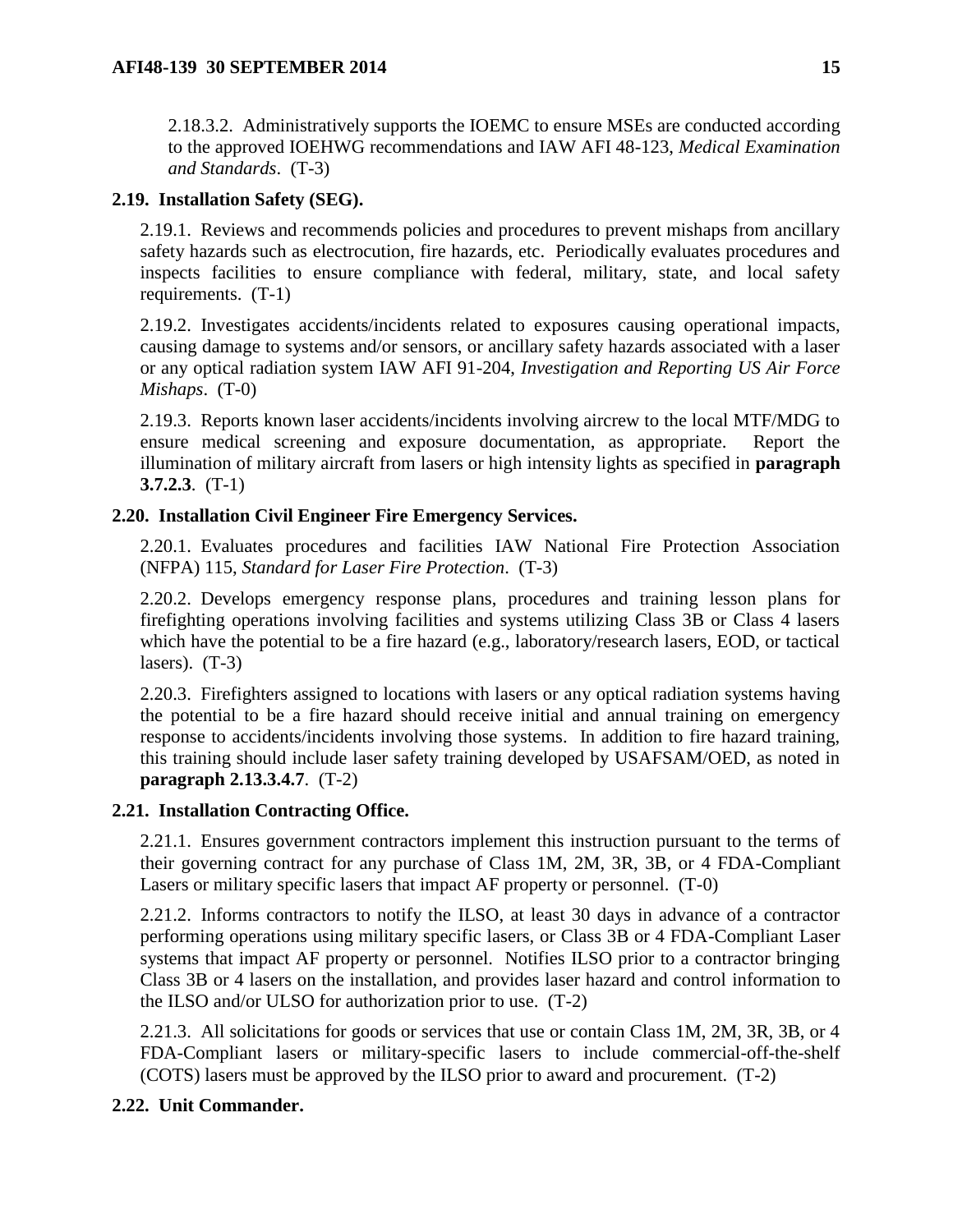2.18.3.2. Administratively supports the IOEMC to ensure MSEs are conducted according to the approved IOEHWG recommendations and IAW AFI 48-123, *Medical Examination and Standards*. (T-3)

**2.19. Installation Safety (SEG).**

2.19.1. Reviews and recommends policies and procedures to prevent mishaps from ancillary safety hazards such as electrocution, fire hazards, etc. Periodically evaluates procedures and inspects facilities to ensure compliance with federal, military, state, and local safety requirements. (T-1)

2.19.2. Investigates accidents/incidents related to exposures causing operational impacts, causing damage to systems and/or sensors, or ancillary safety hazards associated with a laser or any optical radiation system IAW AFI 91-204, *Investigation and Reporting US Air Force Mishaps*. (T-0)

2.19.3. Reports known laser accidents/incidents involving aircrew to the local MTF/MDG to ensure medical screening and exposure documentation, as appropriate. Report the illumination of military aircraft from lasers or high intensity lights as specified in **paragraph 3.7.2.3**. (T-1)

**2.20. Installation Civil Engineer Fire Emergency Services.**

2.20.1. Evaluates procedures and facilities IAW National Fire Protection Association (NFPA) 115, *Standard for Laser Fire Protection*. (T-3)

2.20.2. Develops emergency response plans, procedures and training lesson plans for firefighting operations involving facilities and systems utilizing Class 3B or Class 4 lasers which have the potential to be a fire hazard (e.g., laboratory/research lasers, EOD, or tactical lasers). (T-3)

2.20.3. Firefighters assigned to locations with lasers or any optical radiation systems having the potential to be a fire hazard should receive initial and annual training on emergency response to accidents/incidents involving those systems. In addition to fire hazard training, this training should include laser safety training developed by USAFSAM/OED, as noted in **paragraph 2.13.3.4.7**. (T-2)

**2.21. Installation Contracting Office.**

2.21.1. Ensures government contractors implement this instruction pursuant to the terms of their governing contract for any purchase of Class 1M, 2M, 3R, 3B, or 4 FDA-Compliant Lasers or military specific lasers that impact AF property or personnel. (T-0)

2.21.2. Informs contractors to notify the ILSO, at least 30 days in advance of a contractor performing operations using military specific lasers, or Class 3B or 4 FDA-Compliant Laser systems that impact AF property or personnel. Notifies ILSO prior to a contractor bringing Class 3B or 4 lasers on the installation, and provides laser hazard and control information to the ILSO and/or ULSO for authorization prior to use. (T-2)

2.21.3. All solicitations for goods or services that use or contain Class 1M, 2M, 3R, 3B, or 4 FDA-Compliant lasers or military-specific lasers to include commercial-off-the-shelf (COTS) lasers must be approved by the ILSO prior to award and procurement. (T-2)

**2.22. Unit Commander.**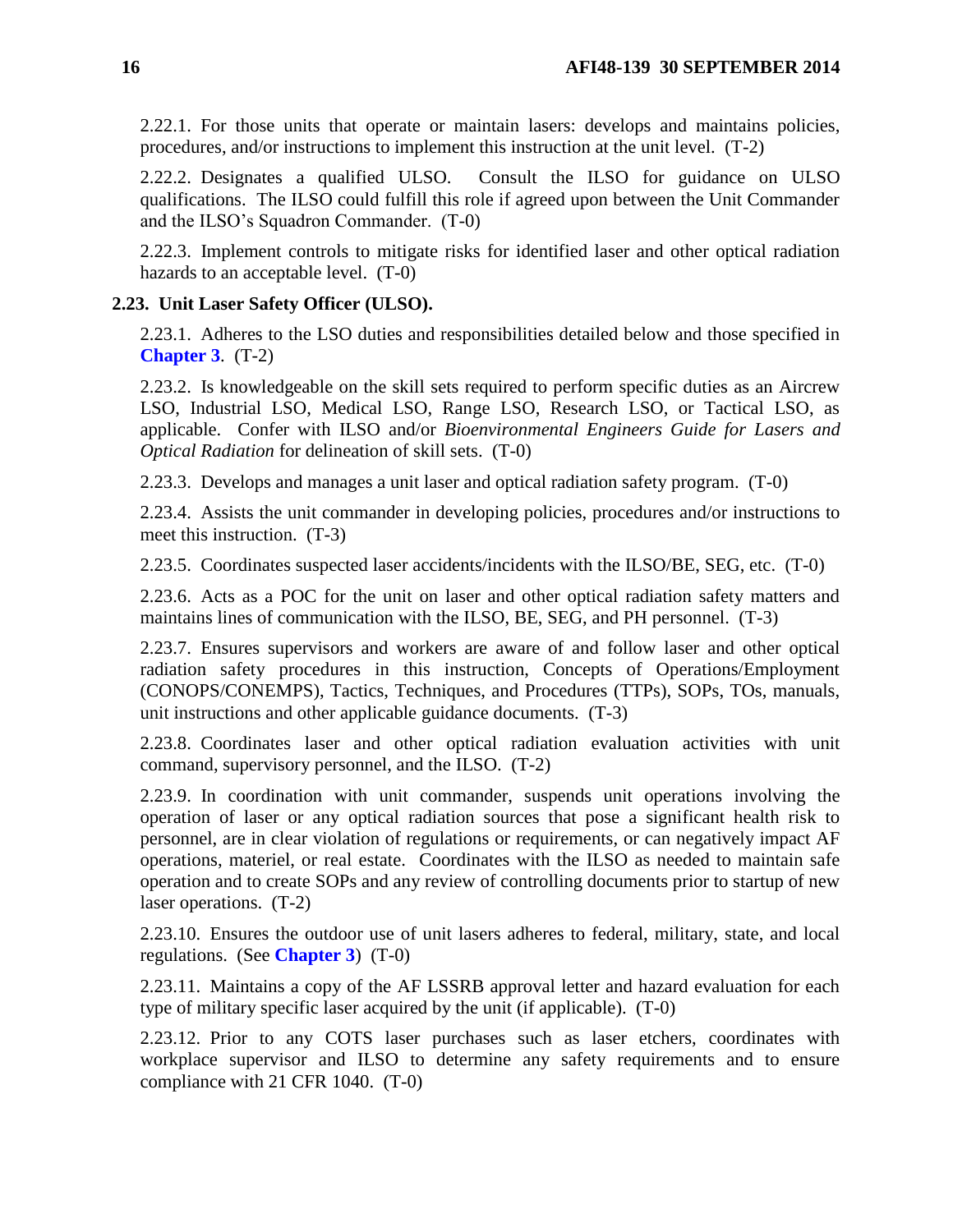2.22.1. For those units that operate or maintain lasers: develops and maintains policies, procedures, and/or instructions to implement this instruction at the unit level. (T-2)

2.22.2. Designates a qualified ULSO. Consult the ILSO for guidance on ULSO qualifications. The ILSO could fulfill this role if agreed upon between the Unit Commander and the ILSO's Squadron Commander. (T-0)

2.22.3. Implement controls to mitigate risks for identified laser and other optical radiation hazards to an acceptable level. (T-0)

**2.23. Unit Laser Safety Officer (ULSO).**

2.23.1. Adheres to the LSO duties and responsibilities detailed below and those specified in **Chapter 3**. (T-2)

2.23.2. Is knowledgeable on the skill sets required to perform specific duties as an Aircrew LSO, Industrial LSO, Medical LSO, Range LSO, Research LSO, or Tactical LSO, as applicable. Confer with ILSO and/or *Bioenvironmental Engineers Guide for Lasers and Optical Radiation* for delineation of skill sets. (T-0)

2.23.3. Develops and manages a unit laser and optical radiation safety program. (T-0)

2.23.4. Assists the unit commander in developing policies, procedures and/or instructions to meet this instruction. (T-3)

2.23.5. Coordinates suspected laser accidents/incidents with the ILSO/BE, SEG, etc. (T-0)

2.23.6. Acts as a POC for the unit on laser and other optical radiation safety matters and maintains lines of communication with the ILSO, BE, SEG, and PH personnel. (T-3)

2.23.7. Ensures supervisors and workers are aware of and follow laser and other optical radiation safety procedures in this instruction, Concepts of Operations/Employment (CONOPS/CONEMPS), Tactics, Techniques, and Procedures (TTPs), SOPs, TOs, manuals, unit instructions and other applicable guidance documents. (T-3)

2.23.8. Coordinates laser and other optical radiation evaluation activities with unit command, supervisory personnel, and the ILSO. (T-2)

2.23.9. In coordination with unit commander, suspends unit operations involving the operation of laser or any optical radiation sources that pose a significant health risk to personnel, are in clear violation of regulations or requirements, or can negatively impact AF operations, materiel, or real estate. Coordinates with the ILSO as needed to maintain safe operation and to create SOPs and any review of controlling documents prior to startup of new laser operations. (T-2)

2.23.10. Ensures the outdoor use of unit lasers adheres to federal, military, state, and local regulations. (See **Chapter 3**) (T-0)

2.23.11. Maintains a copy of the AF LSSRB approval letter and hazard evaluation for each type of military specific laser acquired by the unit (if applicable). (T-0)

2.23.12. Prior to any COTS laser purchases such as laser etchers, coordinates with workplace supervisor and ILSO to determine any safety requirements and to ensure compliance with 21 CFR 1040. (T-0)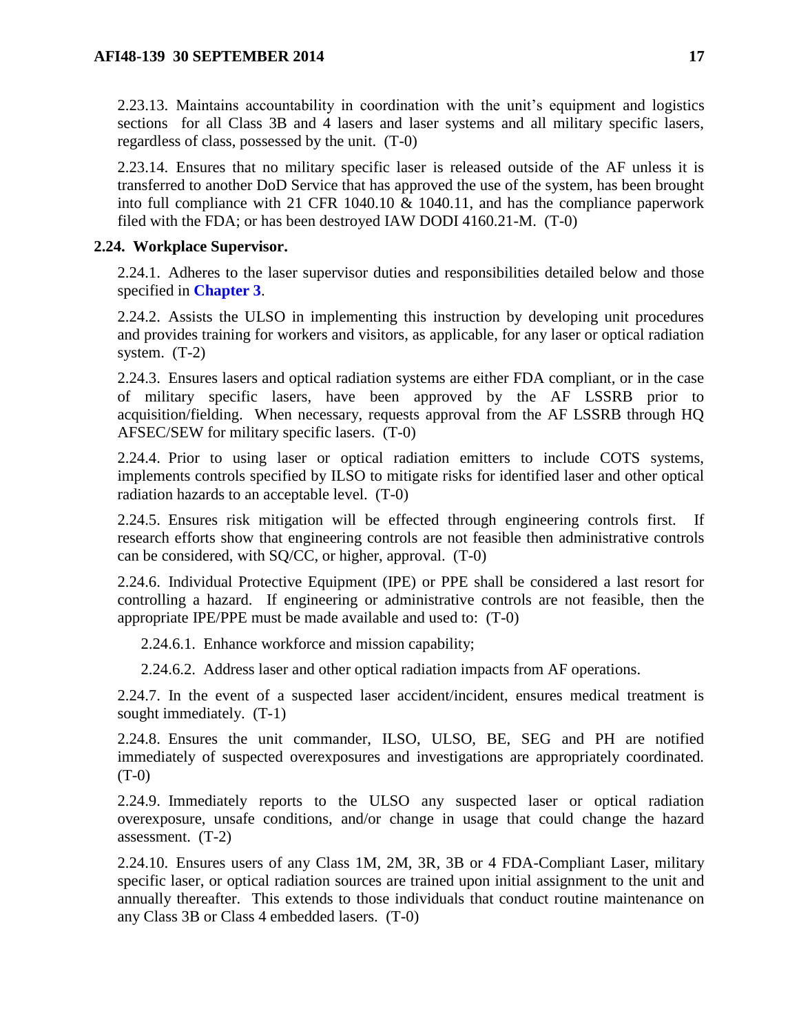2.23.13. Maintains accountability in coordination with the unit's equipment and logistics sections for all Class 3B and 4 lasers and laser systems and all military specific lasers, regardless of class, possessed by the unit. (T-0)

2.23.14. Ensures that no military specific laser is released outside of the AF unless it is transferred to another DoD Service that has approved the use of the system, has been brought into full compliance with 21 CFR 1040.10 & 1040.11, and has the compliance paperwork filed with the FDA; or has been destroyed IAW DODI 4160.21-M. (T-0)

**2.24. Workplace Supervisor.**

2.24.1. Adheres to the laser supervisor duties and responsibilities detailed below and those specified in **Chapter 3**.

2.24.2. Assists the ULSO in implementing this instruction by developing unit procedures and provides training for workers and visitors, as applicable, for any laser or optical radiation system. (T-2)

2.24.3. Ensures lasers and optical radiation systems are either FDA compliant, or in the case of military specific lasers, have been approved by the AF LSSRB prior to acquisition/fielding. When necessary, requests approval from the AF LSSRB through HQ AFSEC/SEW for military specific lasers. (T-0)

2.24.4. Prior to using laser or optical radiation emitters to include COTS systems, implements controls specified by ILSO to mitigate risks for identified laser and other optical radiation hazards to an acceptable level. (T-0)

2.24.5. Ensures risk mitigation will be effected through engineering controls first. If research efforts show that engineering controls are not feasible then administrative controls can be considered, with SQ/CC, or higher, approval. (T-0)

2.24.6. Individual Protective Equipment (IPE) or PPE shall be considered a last resort for controlling a hazard. If engineering or administrative controls are not feasible, then the appropriate IPE/PPE must be made available and used to: (T-0)

2.24.6.1. Enhance workforce and mission capability;

2.24.6.2. Address laser and other optical radiation impacts from AF operations.

2.24.7. In the event of a suspected laser accident/incident, ensures medical treatment is sought immediately. (T-1)

2.24.8. Ensures the unit commander, ILSO, ULSO, BE, SEG and PH are notified immediately of suspected overexposures and investigations are appropriately coordinated. (T-0)

2.24.9. Immediately reports to the ULSO any suspected laser or optical radiation overexposure, unsafe conditions, and/or change in usage that could change the hazard assessment. (T-2)

2.24.10. Ensures users of any Class 1M, 2M, 3R, 3B or 4 FDA-Compliant Laser, military specific laser, or optical radiation sources are trained upon initial assignment to the unit and annually thereafter. This extends to those individuals that conduct routine maintenance on any Class 3B or Class 4 embedded lasers. (T-0)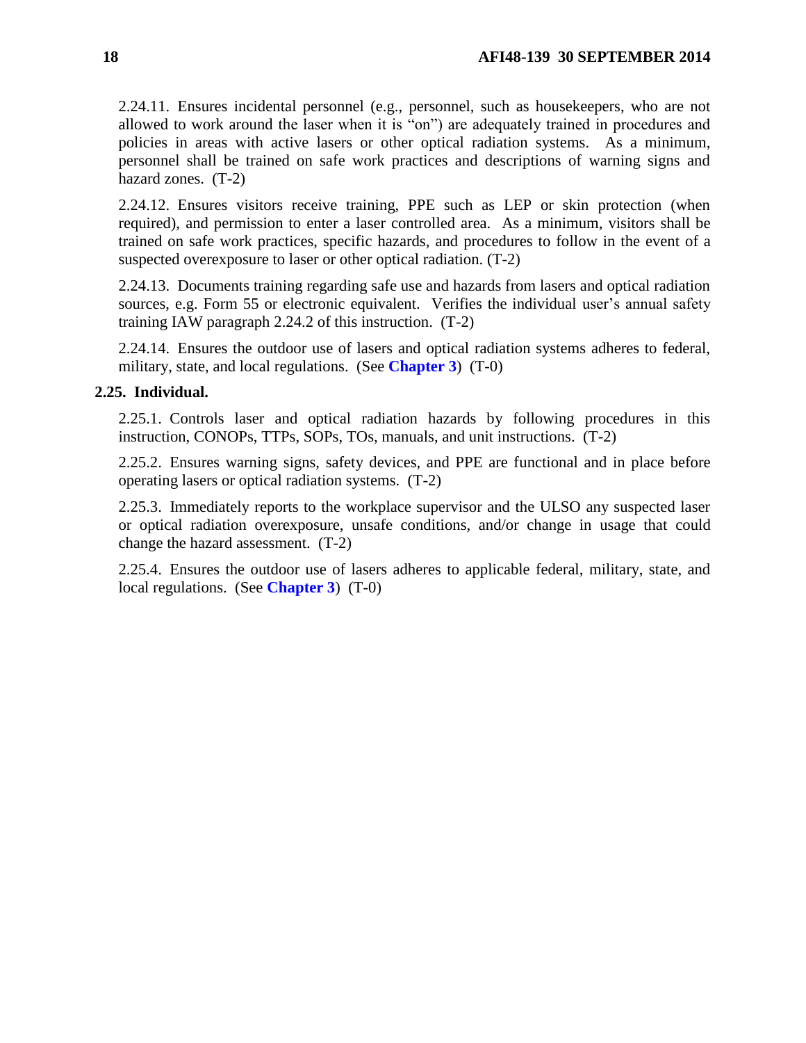2.24.11. Ensures incidental personnel (e.g., personnel, such as housekeepers, who are not allowed to work around the laser when it is "on") are adequately trained in procedures and policies in areas with active lasers or other optical radiation systems. As a minimum, personnel shall be trained on safe work practices and descriptions of warning signs and hazard zones. (T-2)

2.24.12. Ensures visitors receive training, PPE such as LEP or skin protection (when required), and permission to enter a laser controlled area. As a minimum, visitors shall be trained on safe work practices, specific hazards, and procedures to follow in the event of a suspected overexposure to laser or other optical radiation. (T-2)

2.24.13. Documents training regarding safe use and hazards from lasers and optical radiation sources, e.g. Form 55 or electronic equivalent. Verifies the individual user's annual safety training IAW paragraph 2.24.2 of this instruction. (T-2)

2.24.14. Ensures the outdoor use of lasers and optical radiation systems adheres to federal, military, state, and local regulations. (See **Chapter 3**) (T-0)

**2.25. Individual.**

2.25.1. Controls laser and optical radiation hazards by following procedures in this instruction, CONOPs, TTPs, SOPs, TOs, manuals, and unit instructions. (T-2)

2.25.2. Ensures warning signs, safety devices, and PPE are functional and in place before operating lasers or optical radiation systems. (T-2)

2.25.3. Immediately reports to the workplace supervisor and the ULSO any suspected laser or optical radiation overexposure, unsafe conditions, and/or change in usage that could change the hazard assessment. (T-2)

2.25.4. Ensures the outdoor use of lasers adheres to applicable federal, military, state, and local regulations. (See **Chapter 3**) (T-0)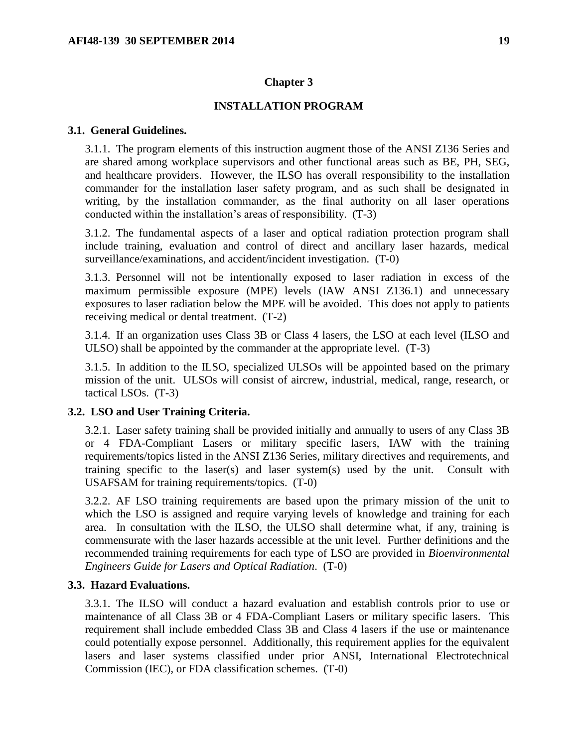# Chapter 3

# INSTALLATION PROGRAM

## 3.1. General Guidelines.

3.1.1. The program elements of this instruction augment those of the ANSI Z136 Series and are shared among workplace supervisors and other functional areas such as BE, PH, SEG, and healthcare providers. However, the ILSO has overall responsibility to the installation commander for the installation laser safety program, and as such shall be designated in writing, by the installation commander, as the final authority on all laser operations conducted within the installation's areas of responsibility. (T-3)

3.1.2. The fundamental aspects of a laser and optical radiation protection program shall include training, evaluation and control of direct and ancillary laser hazards, medical surveillance/examinations, and accident/incident investigation. (T-0)

3.1.3. Personnel will not be intentionally exposed to laser radiation in excess of the maximum permissible exposure (MPE) levels (IAW ANSI Z136.1) and unnecessary exposures to laser radiation below the MPE will be avoided. This does not apply to patients receiving medical or dental treatment. (T-2)

3.1.4. If an organization uses Class 3B or Class 4 lasers, the LSO at each level (ILSO and ULSO) shall be appointed by the commander at the appropriate level. (T-3)

3.1.5. In addition to the ILSO, specialized ULSOs will be appointed based on the primary mission of the unit. ULSOs will consist of aircrew, industrial, medical, range, research, or tactical LSOs. (T-3)

## 3.2. LSO and User Training Criteria.

3.2.1. Laser safety training shall be provided initially and annually to users of any Class 3B or 4 FDA-Compliant Lasers or military specific lasers, IAW with the training requirements/topics listed in the ANSI Z136 Series, military directives and requirements, and training specific to the laser(s) and laser system(s) used by the unit. Consult with USAFSAM for training requirements/topics. (T-0)

3.2.2. AF LSO training requirements are based upon the primary mission of the unit to which the LSO is assigned and require varying levels of knowledge and training for each area. In consultation with the ILSO, the ULSO shall determine what, if any, training is commensurate with the laser hazards accessible at the unit level. Further definitions and the recommended training requirements for each type of LSO are provided in *Bioenvironmental Engineers Guide for Lasers and Optical Radiation*. (T-0)

## 3.3. Hazard Evaluations.

3.3.1. The ILSO will conduct a hazard evaluation and establish controls prior to use or maintenance of all Class 3B or 4 FDA-Compliant Lasers or military specific lasers. This requirement shall include embedded Class 3B and Class 4 lasers if the use or maintenance could potentially expose personnel. Additionally, this requirement applies for the equivalent lasers and laser systems classified under prior ANSI, International Electrotechnical Commission (IEC), or FDA classification schemes. (T-0)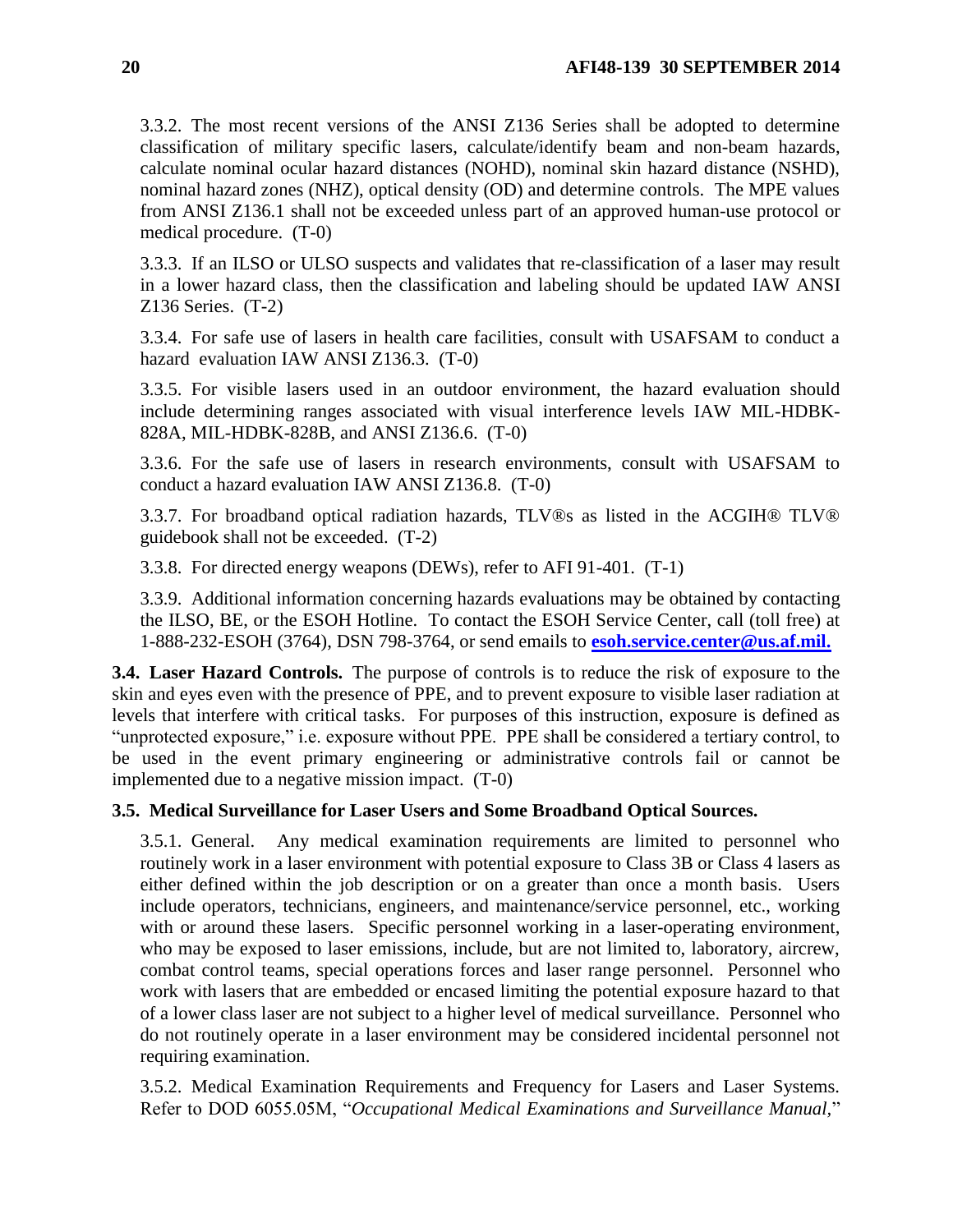3.3.2. The most recent versions of the ANSI Z136 Series shall be adopted to determine classification of military specific lasers, calculate/identify beam and non-beam hazards, calculate nominal ocular hazard distances (NOHD), nominal skin hazard distance (NSHD), nominal hazard zones (NHZ), optical density (OD) and determine controls. The MPE values from ANSI Z136.1 shall not be exceeded unless part of an approved human-use protocol or medical procedure. (T-0)

3.3.3. If an ILSO or ULSO suspects and validates that re-classification of a laser may result in a lower hazard class, then the classification and labeling should be updated IAW ANSI Z136 Series. (T-2)

3.3.4. For safe use of lasers in health care facilities, consult with USAFSAM to conduct a hazard evaluation IAW ANSI Z136.3. (T-0)

3.3.5. For visible lasers used in an outdoor environment, the hazard evaluation should include determining ranges associated with visual interference levels IAW MIL-HDBK-828A, MIL-HDBK-828B, and ANSI Z136.6. (T-0)

3.3.6. For the safe use of lasers in research environments, consult with USAFSAM to conduct a hazard evaluation IAW ANSI Z136.8. (T-0)

3.3.7. For broadband optical radiation hazards, TLV®s as listed in the ACGIH® TLV® guidebook shall not be exceeded. (T-2)

3.3.8. For directed energy weapons (DEWs), refer to AFI 91-401. (T-1)

3.3.9. Additional information concerning hazards evaluations may be obtained by contacting the ILSO, BE, or the ESOH Hotline. To contact the ESOH Service Center, call (toll free) at 1-888-232-ESOH (3764), DSN 798-3764, or send emails to **esoh.service.center@us.af.mil.**

**3.4. Laser Hazard Controls.** The purpose of controls is to reduce the risk of exposure to the skin and eyes even with the presence of PPE, and to prevent exposure to visible laser radiation at levels that interfere with critical tasks. For purposes of this instruction, exposure is defined as "unprotected exposure," i.e. exposure without PPE. PPE shall be considered a tertiary control, to be used in the event primary engineering or administrative controls fail or cannot be implemented due to a negative mission impact. (T-0)

**3.5. Medical Surveillance for Laser Users and Some Broadband Optical Sources.**

3.5.1. General. Any medical examination requirements are limited to personnel who routinely work in a laser environment with potential exposure to Class 3B or Class 4 lasers as either defined within the job description or on a greater than once a month basis. Users include operators, technicians, engineers, and maintenance/service personnel, etc., working with or around these lasers. Specific personnel working in a laser-operating environment, who may be exposed to laser emissions, include, but are not limited to, laboratory, aircrew, combat control teams, special operations forces and laser range personnel. Personnel who work with lasers that are embedded or encased limiting the potential exposure hazard to that of a lower class laser are not subject to a higher level of medical surveillance. Personnel who do not routinely operate in a laser environment may be considered incidental personnel not requiring examination.

3.5.2. Medical Examination Requirements and Frequency for Lasers and Laser Systems. Refer to DOD 6055.05M, "*Occupational Medical Examinations and Surveillance Manual*,"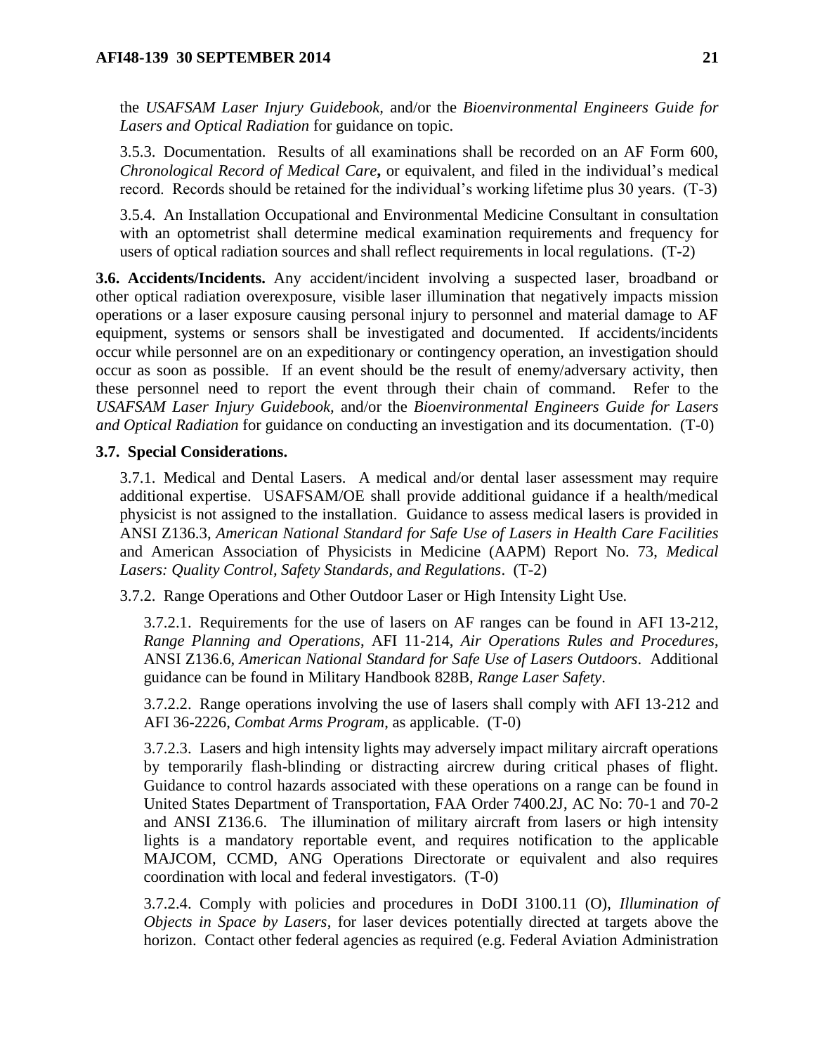the *USAFSAM Laser Injury Guidebook,* and/or the *Bioenvironmental Engineers Guide for Lasers and Optical Radiation* for guidance on topic.

3.5.3. Documentation. Results of all examinations shall be recorded on an AF Form 600, *Chronological Record of Medical Care***,** or equivalent, and filed in the individual's medical record. Records should be retained for the individual's working lifetime plus 30 years. (T-3)

3.5.4. An Installation Occupational and Environmental Medicine Consultant in consultation with an optometrist shall determine medical examination requirements and frequency for users of optical radiation sources and shall reflect requirements in local regulations. (T-2)

**3.6. Accidents/Incidents.** Any accident/incident involving a suspected laser, broadband or other optical radiation overexposure, visible laser illumination that negatively impacts mission operations or a laser exposure causing personal injury to personnel and material damage to AF equipment, systems or sensors shall be investigated and documented. If accidents/incidents occur while personnel are on an expeditionary or contingency operation, an investigation should occur as soon as possible. If an event should be the result of enemy/adversary activity, then these personnel need to report the event through their chain of command. Refer to the *USAFSAM Laser Injury Guidebook,* and/or the *Bioenvironmental Engineers Guide for Lasers and Optical Radiation* for guidance on conducting an investigation and its documentation. (T-0)

**3.7. Special Considerations.**

3.7.1. Medical and Dental Lasers. A medical and/or dental laser assessment may require additional expertise. USAFSAM/OE shall provide additional guidance if a health/medical physicist is not assigned to the installation. Guidance to assess medical lasers is provided in ANSI Z136.3, *American National Standard for Safe Use of Lasers in Health Care Facilities* and American Association of Physicists in Medicine (AAPM) Report No. 73, *Medical Lasers: Quality Control, Safety Standards, and Regulations*. (T-2)

3.7.2. Range Operations and Other Outdoor Laser or High Intensity Light Use.

3.7.2.1. Requirements for the use of lasers on AF ranges can be found in AFI 13-212, *Range Planning and Operations*, AFI 11-214, *Air Operations Rules and Procedures*, ANSI Z136.6, *American National Standard for Safe Use of Lasers Outdoors*. Additional guidance can be found in Military Handbook 828B, *Range Laser Safety*.

3.7.2.2. Range operations involving the use of lasers shall comply with AFI 13-212 and AFI 36-2226, *Combat Arms Program*, as applicable. (T-0)

3.7.2.3. Lasers and high intensity lights may adversely impact military aircraft operations by temporarily flash-blinding or distracting aircrew during critical phases of flight. Guidance to control hazards associated with these operations on a range can be found in United States Department of Transportation, FAA Order 7400.2J, AC No: 70-1 and 70-2 and ANSI Z136.6. The illumination of military aircraft from lasers or high intensity lights is a mandatory reportable event, and requires notification to the applicable MAJCOM, CCMD, ANG Operations Directorate or equivalent and also requires coordination with local and federal investigators. (T-0)

3.7.2.4. Comply with policies and procedures in DoDI 3100.11 (O), *Illumination of Objects in Space by Lasers*, for laser devices potentially directed at targets above the horizon. Contact other federal agencies as required (e.g. Federal Aviation Administration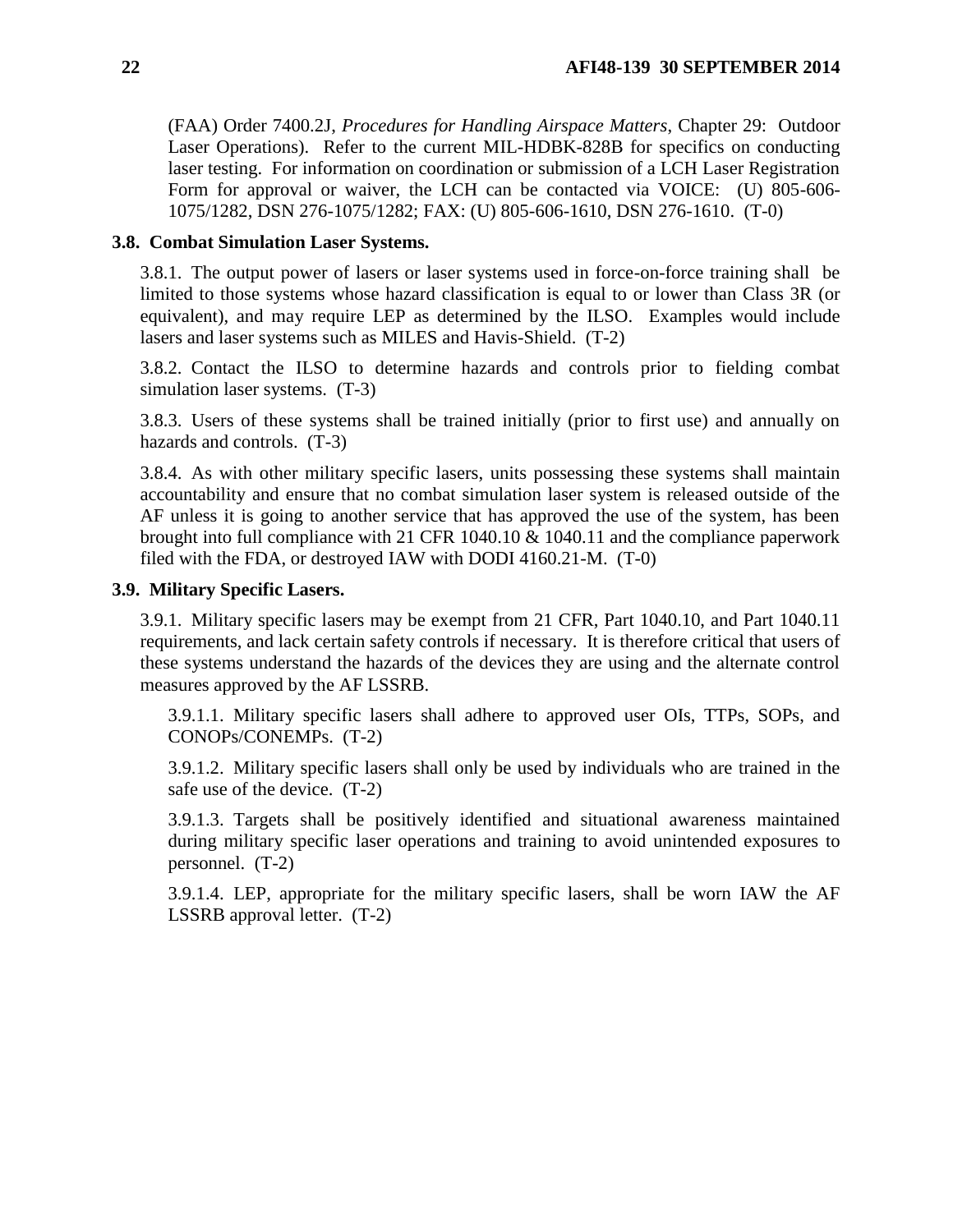(FAA) Order 7400.2J, *Procedures for Handling Airspace Matters*, Chapter 29: Outdoor Laser Operations). Refer to the current MIL-HDBK-828B for specifics on conducting laser testing. For information on coordination or submission of a LCH Laser Registration Form for approval or waiver, the LCH can be contacted via VOICE: (U) 805-606-1075/1282, DSN 276-1075/1282; FAX: (U) 805-606-1610, DSN 276-1610. (T-0)

**3.8. Combat Simulation Laser Systems.**

3.8.1. The output power of lasers or laser systems used in force-on-force training shall be limited to those systems whose hazard classification is equal to or lower than Class 3R (or equivalent), and may require LEP as determined by the ILSO. Examples would include lasers and laser systems such as MILES and Havis-Shield. (T-2)

3.8.2. Contact the ILSO to determine hazards and controls prior to fielding combat simulation laser systems. (T-3)

3.8.3. Users of these systems shall be trained initially (prior to first use) and annually on hazards and controls. (T-3)

3.8.4. As with other military specific lasers, units possessing these systems shall maintain accountability and ensure that no combat simulation laser system is released outside of the AF unless it is going to another service that has approved the use of the system, has been brought into full compliance with 21 CFR 1040.10 & 1040.11 and the compliance paperwork filed with the FDA, or destroyed IAW with DODI 4160.21-M. (T-0)

**3.9. Military Specific Lasers.**

3.9.1. Military specific lasers may be exempt from 21 CFR, Part 1040.10, and Part 1040.11 requirements, and lack certain safety controls if necessary. It is therefore critical that users of these systems understand the hazards of the devices they are using and the alternate control measures approved by the AF LSSRB.

3.9.1.1. Military specific lasers shall adhere to approved user OIs, TTPs, SOPs, and CONOPs/CONEMPs. (T-2)

3.9.1.2. Military specific lasers shall only be used by individuals who are trained in the safe use of the device. (T-2)

3.9.1.3. Targets shall be positively identified and situational awareness maintained during military specific laser operations and training to avoid unintended exposures to personnel. (T-2)

3.9.1.4. LEP, appropriate for the military specific lasers, shall be worn IAW the AF LSSRB approval letter. (T-2)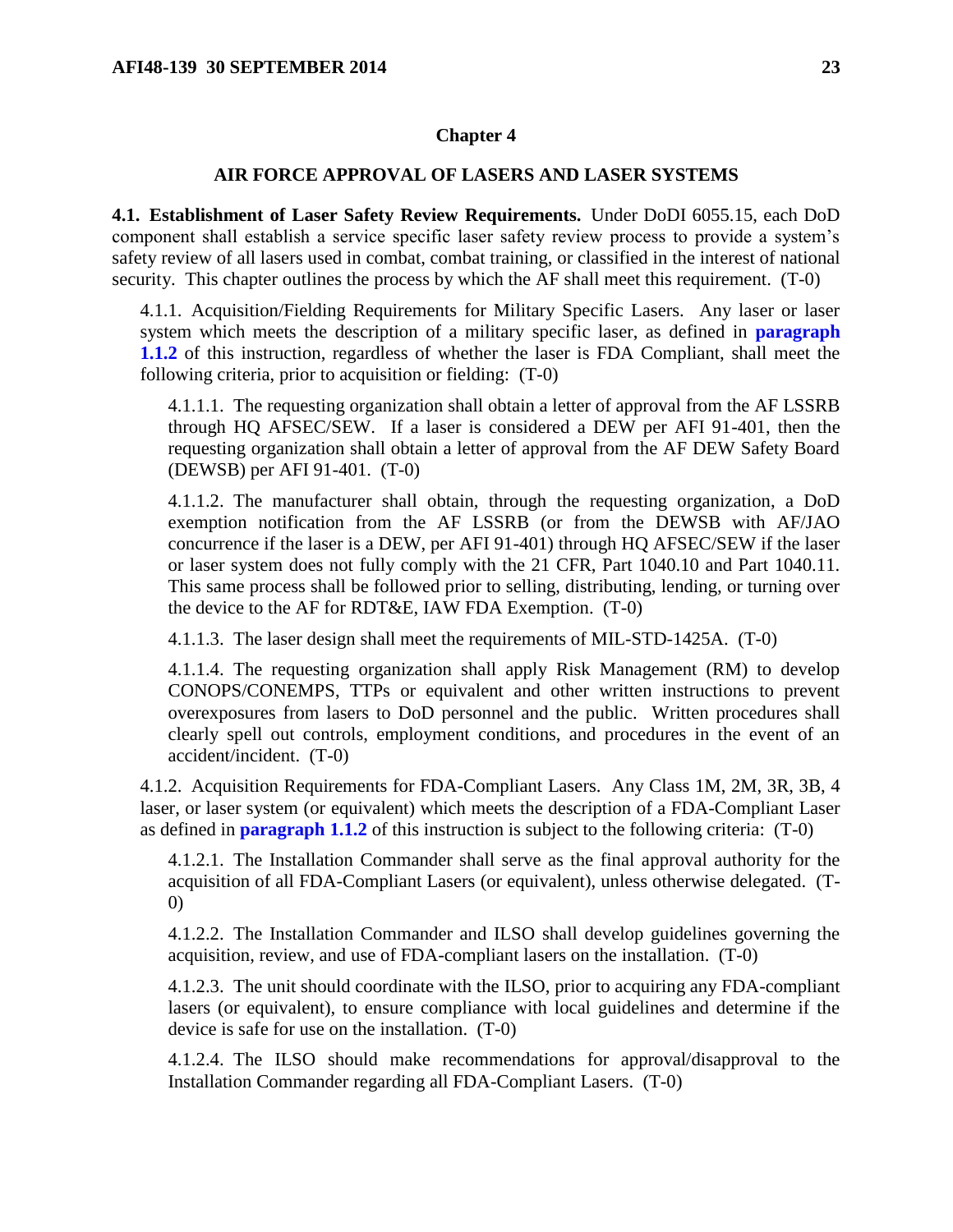# Chapter 4

## AIR FORCE APPROVAL OF LASERS AND LASER SYSTEMS

**4.1. Establishment of Laser Safety Review Requirements.** Under DoDI 6055.15, each DoD component shall establish a service specific laser safety review process to provide a system's safety review of all lasers used in combat, combat training, or classified in the interest of national security. This chapter outlines the process by which the AF shall meet this requirement. (T-0)

4.1.1. Acquisition/Fielding Requirements for Military Specific Lasers. Any laser or laser system which meets the description of a military specific laser, as defined in **paragraph 1.1.2** of this instruction, regardless of whether the laser is FDA Compliant, shall meet the following criteria, prior to acquisition or fielding: (T-0)

4.1.1.1. The requesting organization shall obtain a letter of approval from the AF LSSRB through HQ AFSEC/SEW. If a laser is considered a DEW per AFI 91-401, then the requesting organization shall obtain a letter of approval from the AF DEW Safety Board (DEWSB) per AFI 91-401. (T-0)

4.1.1.2. The manufacturer shall obtain, through the requesting organization, a DoD exemption notification from the AF LSSRB (or from the DEWSB with AF/JAO concurrence if the laser is a DEW, per AFI 91-401) through HQ AFSEC/SEW if the laser or laser system does not fully comply with the 21 CFR, Part 1040.10 and Part 1040.11. This same process shall be followed prior to selling, distributing, lending, or turning over the device to the AF for RDT&E, IAW FDA Exemption. (T-0)

4.1.1.3. The laser design shall meet the requirements of MIL-STD-1425A. (T-0)

4.1.1.4. The requesting organization shall apply Risk Management (RM) to develop CONOPS/CONEMPS, TTPs or equivalent and other written instructions to prevent overexposures from lasers to DoD personnel and the public. Written procedures shall clearly spell out controls, employment conditions, and procedures in the event of an accident/incident. (T-0)

4.1.2. Acquisition Requirements for FDA-Compliant Lasers. Any Class 1M, 2M, 3R, 3B, 4 laser, or laser system (or equivalent) which meets the description of a FDA-Compliant Laser as defined in **paragraph 1.1.2** of this instruction is subject to the following criteria: (T-0)

4.1.2.1. The Installation Commander shall serve as the final approval authority for the acquisition of all FDA-Compliant Lasers (or equivalent), unless otherwise delegated. (T-0)

4.1.2.2. The Installation Commander and ILSO shall develop guidelines governing the acquisition, review, and use of FDA-compliant lasers on the installation. (T-0)

4.1.2.3. The unit should coordinate with the ILSO, prior to acquiring any FDA-compliant lasers (or equivalent), to ensure compliance with local guidelines and determine if the device is safe for use on the installation. (T-0)

4.1.2.4. The ILSO should make recommendations for approval/disapproval to the Installation Commander regarding all FDA-Compliant Lasers. (T-0)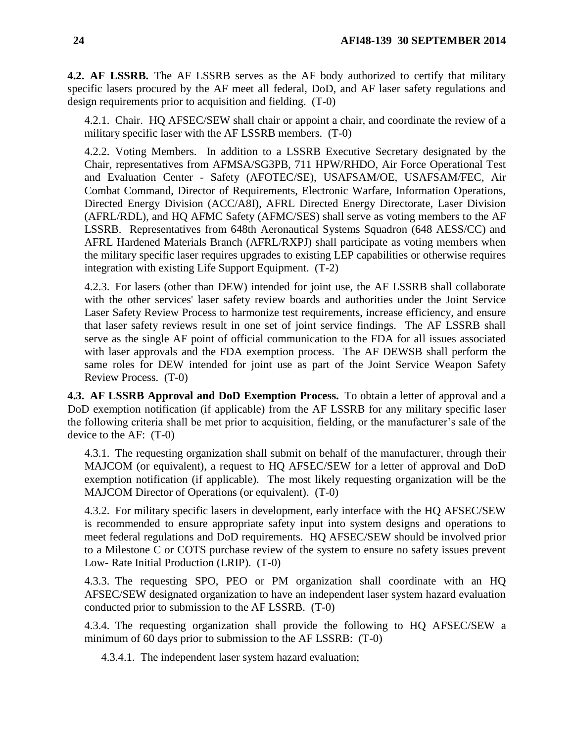**4.2. AF LSSRB.** The AF LSSRB serves as the AF body authorized to certify that military specific lasers procured by the AF meet all federal, DoD, and AF laser safety regulations and design requirements prior to acquisition and fielding. (T-0)

4.2.1. Chair. HQ AFSEC/SEW shall chair or appoint a chair, and coordinate the review of a military specific laser with the AF LSSRB members. (T-0)

4.2.2. Voting Members. In addition to a LSSRB Executive Secretary designated by the Chair, representatives from AFMSA/SG3PB, 711 HPW/RHDO, Air Force Operational Test and Evaluation Center - Safety (AFOTEC/SE), USAFSAM/OE, USAFSAM/FEC, Air Combat Command, Director of Requirements, Electronic Warfare, Information Operations, Directed Energy Division (ACC/A8I), AFRL Directed Energy Directorate, Laser Division (AFRL/RDL), and HQ AFMC Safety (AFMC/SES) shall serve as voting members to the AF LSSRB. Representatives from 648th Aeronautical Systems Squadron (648 AESS/CC) and AFRL Hardened Materials Branch (AFRL/RXPJ) shall participate as voting members when the military specific laser requires upgrades to existing LEP capabilities or otherwise requires integration with existing Life Support Equipment. (T-2)

4.2.3. For lasers (other than DEW) intended for joint use, the AF LSSRB shall collaborate with the other services' laser safety review boards and authorities under the Joint Service Laser Safety Review Process to harmonize test requirements, increase efficiency, and ensure that laser safety reviews result in one set of joint service findings. The AF LSSRB shall serve as the single AF point of official communication to the FDA for all issues associated with laser approvals and the FDA exemption process. The AF DEWSB shall perform the same roles for DEW intended for joint use as part of the Joint Service Weapon Safety Review Process. (T-0)

**4.3. AF LSSRB Approval and DoD Exemption Process.** To obtain a letter of approval and a DoD exemption notification (if applicable) from the AF LSSRB for any military specific laser the following criteria shall be met prior to acquisition, fielding, or the manufacturer's sale of the device to the AF: (T-0)

4.3.1. The requesting organization shall submit on behalf of the manufacturer, through their MAJCOM (or equivalent), a request to HQ AFSEC/SEW for a letter of approval and DoD exemption notification (if applicable). The most likely requesting organization will be the MAJCOM Director of Operations (or equivalent). (T-0)

4.3.2. For military specific lasers in development, early interface with the HQ AFSEC/SEW is recommended to ensure appropriate safety input into system designs and operations to meet federal regulations and DoD requirements. HQ AFSEC/SEW should be involved prior to a Milestone C or COTS purchase review of the system to ensure no safety issues prevent Low- Rate Initial Production (LRIP). (T-0)

4.3.3. The requesting SPO, PEO or PM organization shall coordinate with an HQ AFSEC/SEW designated organization to have an independent laser system hazard evaluation conducted prior to submission to the AF LSSRB. (T-0)

4.3.4. The requesting organization shall provide the following to HQ AFSEC/SEW a minimum of 60 days prior to submission to the AF LSSRB: (T-0)

4.3.4.1. The independent laser system hazard evaluation;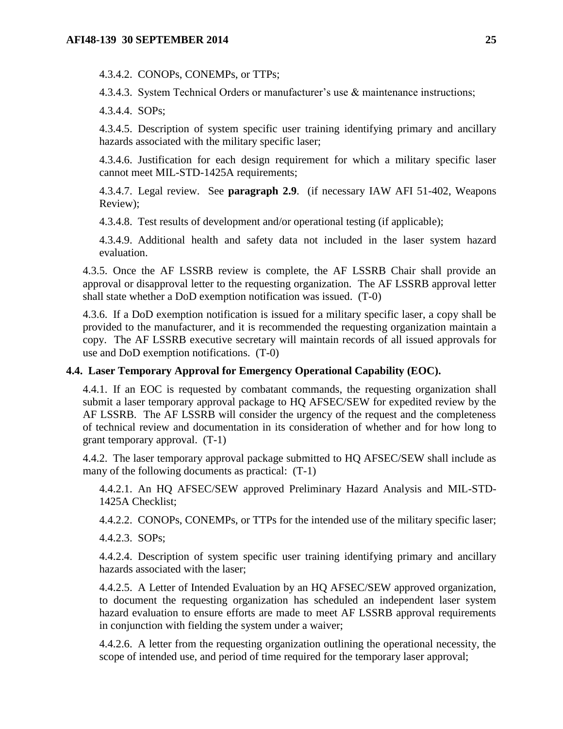4.3.4.2. CONOPs, CONEMPs, or TTPs;

4.3.4.3. System Technical Orders or manufacturer's use & maintenance instructions;

4.3.4.4. SOPs;

4.3.4.5. Description of system specific user training identifying primary and ancillary hazards associated with the military specific laser;

4.3.4.6. Justification for each design requirement for which a military specific laser cannot meet MIL-STD-1425A requirements;

4.3.4.7. Legal review. See **paragraph 2.9**. (if necessary IAW AFI 51-402, Weapons Review);

4.3.4.8. Test results of development and/or operational testing (if applicable);

4.3.4.9. Additional health and safety data not included in the laser system hazard evaluation.

4.3.5. Once the AF LSSRB review is complete, the AF LSSRB Chair shall provide an approval or disapproval letter to the requesting organization. The AF LSSRB approval letter shall state whether a DoD exemption notification was issued. (T-0)

4.3.6. If a DoD exemption notification is issued for a military specific laser, a copy shall be provided to the manufacturer, and it is recommended the requesting organization maintain a copy. The AF LSSRB executive secretary will maintain records of all issued approvals for use and DoD exemption notifications. (T-0)

**4.4. Laser Temporary Approval for Emergency Operational Capability (EOC).**

4.4.1. If an EOC is requested by combatant commands, the requesting organization shall submit a laser temporary approval package to HQ AFSEC/SEW for expedited review by the AF LSSRB. The AF LSSRB will consider the urgency of the request and the completeness of technical review and documentation in its consideration of whether and for how long to grant temporary approval. (T-1)

4.4.2. The laser temporary approval package submitted to HQ AFSEC/SEW shall include as many of the following documents as practical: (T-1)

4.4.2.1. An HQ AFSEC/SEW approved Preliminary Hazard Analysis and MIL-STD-1425A Checklist;

4.4.2.2. CONOPs, CONEMPs, or TTPs for the intended use of the military specific laser;

4.4.2.3. SOPs;

4.4.2.4. Description of system specific user training identifying primary and ancillary hazards associated with the laser;

4.4.2.5. A Letter of Intended Evaluation by an HQ AFSEC/SEW approved organization, to document the requesting organization has scheduled an independent laser system hazard evaluation to ensure efforts are made to meet AF LSSRB approval requirements in conjunction with fielding the system under a waiver;

4.4.2.6. A letter from the requesting organization outlining the operational necessity, the scope of intended use, and period of time required for the temporary laser approval;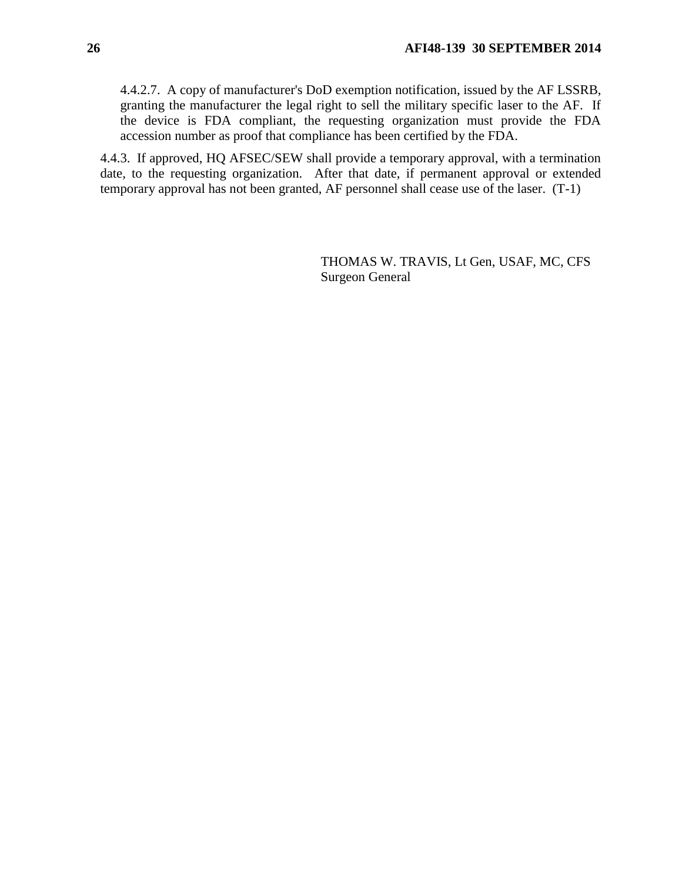4.4.2.7. A copy of manufacturer's DoD exemption notification, issued by the AF LSSRB, granting the manufacturer the legal right to sell the military specific laser to the AF. If the device is FDA compliant, the requesting organization must provide the FDA accession number as proof that compliance has been certified by the FDA.

4.4.3. If approved, HQ AFSEC/SEW shall provide a temporary approval, with a termination date, to the requesting organization. After that date, if permanent approval or extended temporary approval has not been granted, AF personnel shall cease use of the laser. (T-1)

THOMAS W. TRAVIS, Lt Gen, USAF, MC, CFS
Surgeon General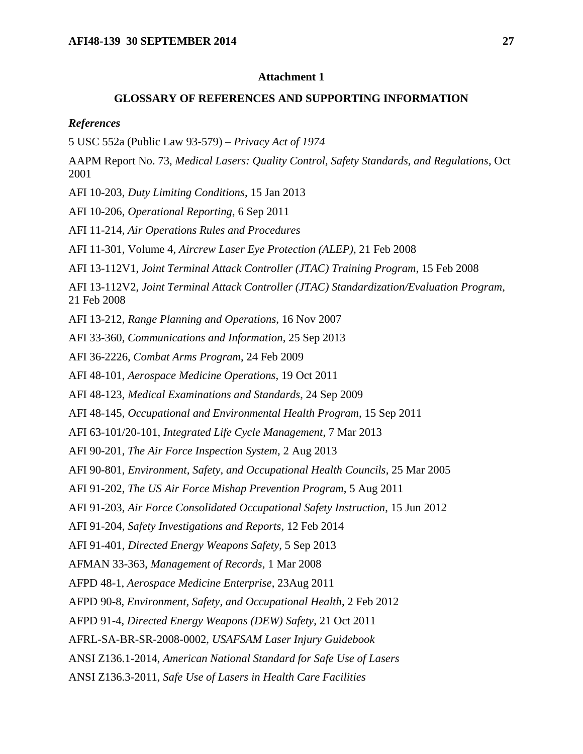## Attachment 1

## GLOSSARY OF REFERENCES AND SUPPORTING INFORMATION

### *References*

5 USC 552a (Public Law 93-579) – *Privacy Act of 1974*

AAPM Report No. 73, *Medical Lasers: Quality Control, Safety Standards, and Regulations*, Oct 2001

AFI 10-203, *Duty Limiting Conditions*, 15 Jan 2013

AFI 10-206, *Operational Reporting*, 6 Sep 2011

AFI 11-214, *Air Operations Rules and Procedures*

AFI 11-301, Volume 4, *Aircrew Laser Eye Protection (ALEP)*, 21 Feb 2008

AFI 13-112V1, *Joint Terminal Attack Controller (JTAC) Training Program*, 15 Feb 2008

AFI 13-112V2, *Joint Terminal Attack Controller (JTAC) Standardization/Evaluation Program*, 21 Feb 2008

AFI 13-212, *Range Planning and Operations*, 16 Nov 2007

AFI 33-360, *Communications and Information*, 25 Sep 2013

AFI 36-2226, *Combat Arms Program*, 24 Feb 2009

AFI 48-101, *Aerospace Medicine Operations*, 19 Oct 2011

AFI 48-123, *Medical Examinations and Standards*, 24 Sep 2009

AFI 48-145, *Occupational and Environmental Health Program*, 15 Sep 2011

AFI 63-101/20-101, *Integrated Life Cycle Management*, 7 Mar 2013

AFI 90-201, *The Air Force Inspection System*, 2 Aug 2013

AFI 90-801, *Environment, Safety, and Occupational Health Councils*, 25 Mar 2005

AFI 91-202, *The US Air Force Mishap Prevention Program*, 5 Aug 2011

AFI 91-203, *Air Force Consolidated Occupational Safety Instruction*, 15 Jun 2012

AFI 91-204, *Safety Investigations and Reports*, 12 Feb 2014

AFI 91-401, *Directed Energy Weapons Safety*, 5 Sep 2013

AFMAN 33-363, *Management of Records*, 1 Mar 2008

AFPD 48-1, *Aerospace Medicine Enterprise*, 23Aug 2011

AFPD 90-8, *Environment, Safety, and Occupational Health*, 2 Feb 2012

AFPD 91-4, *Directed Energy Weapons (DEW) Safety*, 21 Oct 2011

AFRL-SA-BR-SR-2008-0002, *USAFSAM Laser Injury Guidebook*

ANSI Z136.1-2014, *American National Standard for Safe Use of Lasers*

ANSI Z136.3-2011, *Safe Use of Lasers in Health Care Facilities*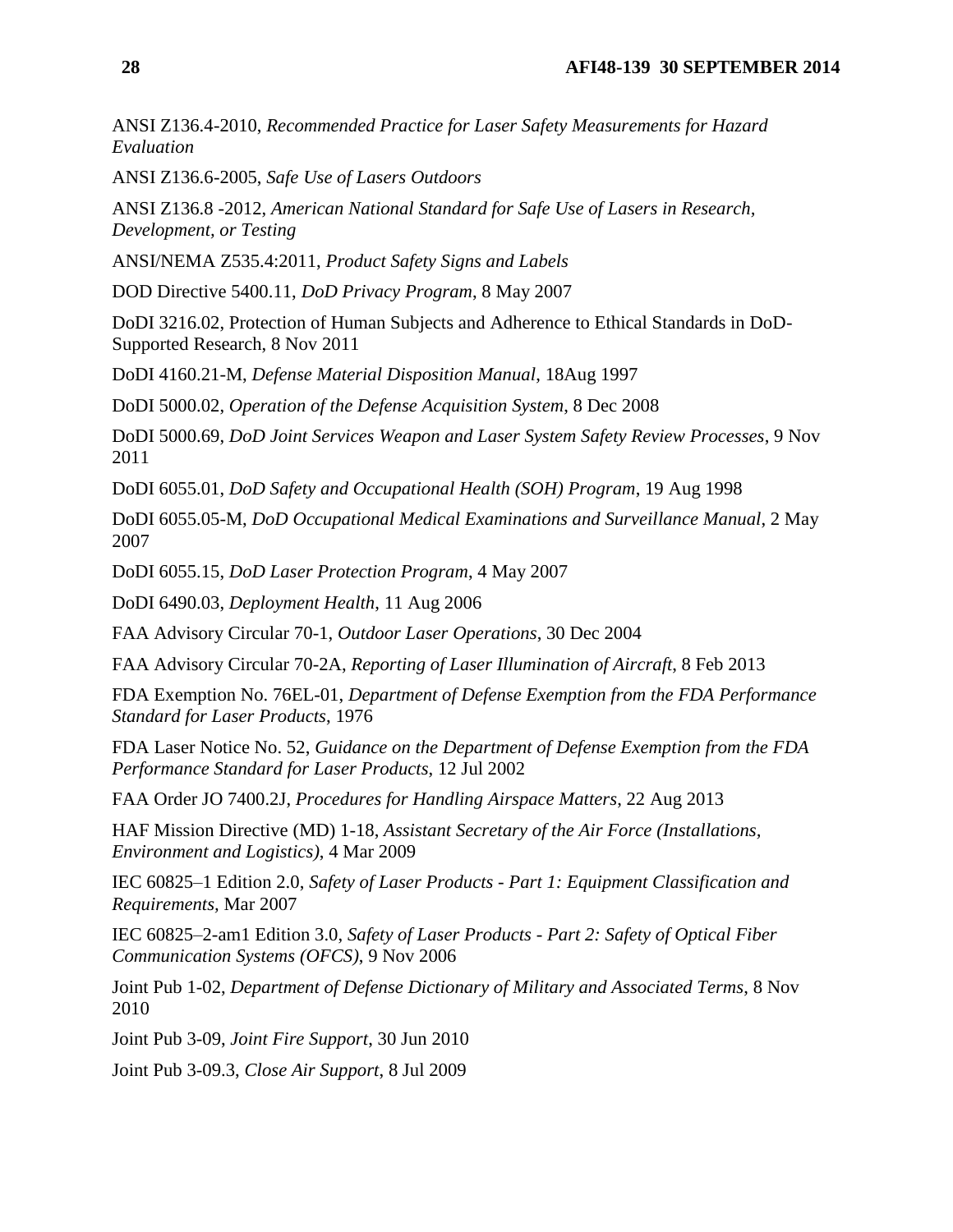ANSI Z136.4-2010, *Recommended Practice for Laser Safety Measurements for Hazard Evaluation*

ANSI Z136.6-2005, *Safe Use of Lasers Outdoors*

ANSI Z136.8 -2012, *American National Standard for Safe Use of Lasers in Research, Development, or Testing*

ANSI/NEMA Z535.4:2011, *Product Safety Signs and Labels*

DOD Directive 5400.11, *DoD Privacy Program*, 8 May 2007

DoDI 3216.02, Protection of Human Subjects and Adherence to Ethical Standards in DoD-Supported Research, 8 Nov 2011

DoDI 4160.21-M, *Defense Material Disposition Manual*, 18Aug 1997

DoDI 5000.02, *Operation of the Defense Acquisition System*, 8 Dec 2008

DoDI 5000.69, *DoD Joint Services Weapon and Laser System Safety Review Processes*, 9 Nov 2011

DoDI 6055.01, *DoD Safety and Occupational Health (SOH) Program*, 19 Aug 1998

DoDI 6055.05-M, *DoD Occupational Medical Examinations and Surveillance Manual*, 2 May 2007

DoDI 6055.15, *DoD Laser Protection Program*, 4 May 2007

DoDI 6490.03, *Deployment Health*, 11 Aug 2006

FAA Advisory Circular 70-1, *Outdoor Laser Operations*, 30 Dec 2004

FAA Advisory Circular 70-2A, *Reporting of Laser Illumination of Aircraft*, 8 Feb 2013

FDA Exemption No. 76EL-01, *Department of Defense Exemption from the FDA Performance Standard for Laser Products*, 1976

FDA Laser Notice No. 52, *Guidance on the Department of Defense Exemption from the FDA Performance Standard for Laser Products*, 12 Jul 2002

FAA Order JO 7400.2J, *Procedures for Handling Airspace Matters*, 22 Aug 2013

HAF Mission Directive (MD) 1-18, *Assistant Secretary of the Air Force (Installations, Environment and Logistics)*, 4 Mar 2009

IEC 60825–1 Edition 2.0, *Safety of Laser Products - Part 1: Equipment Classification and Requirements*, Mar 2007

IEC 60825–2-am1 Edition 3.0, *Safety of Laser Products - Part 2: Safety of Optical Fiber Communication Systems (OFCS)*, 9 Nov 2006

Joint Pub 1-02, *Department of Defense Dictionary of Military and Associated Terms*, 8 Nov 2010

Joint Pub 3-09, *Joint Fire Support*, 30 Jun 2010

Joint Pub 3-09.3, *Close Air Support*, 8 Jul 2009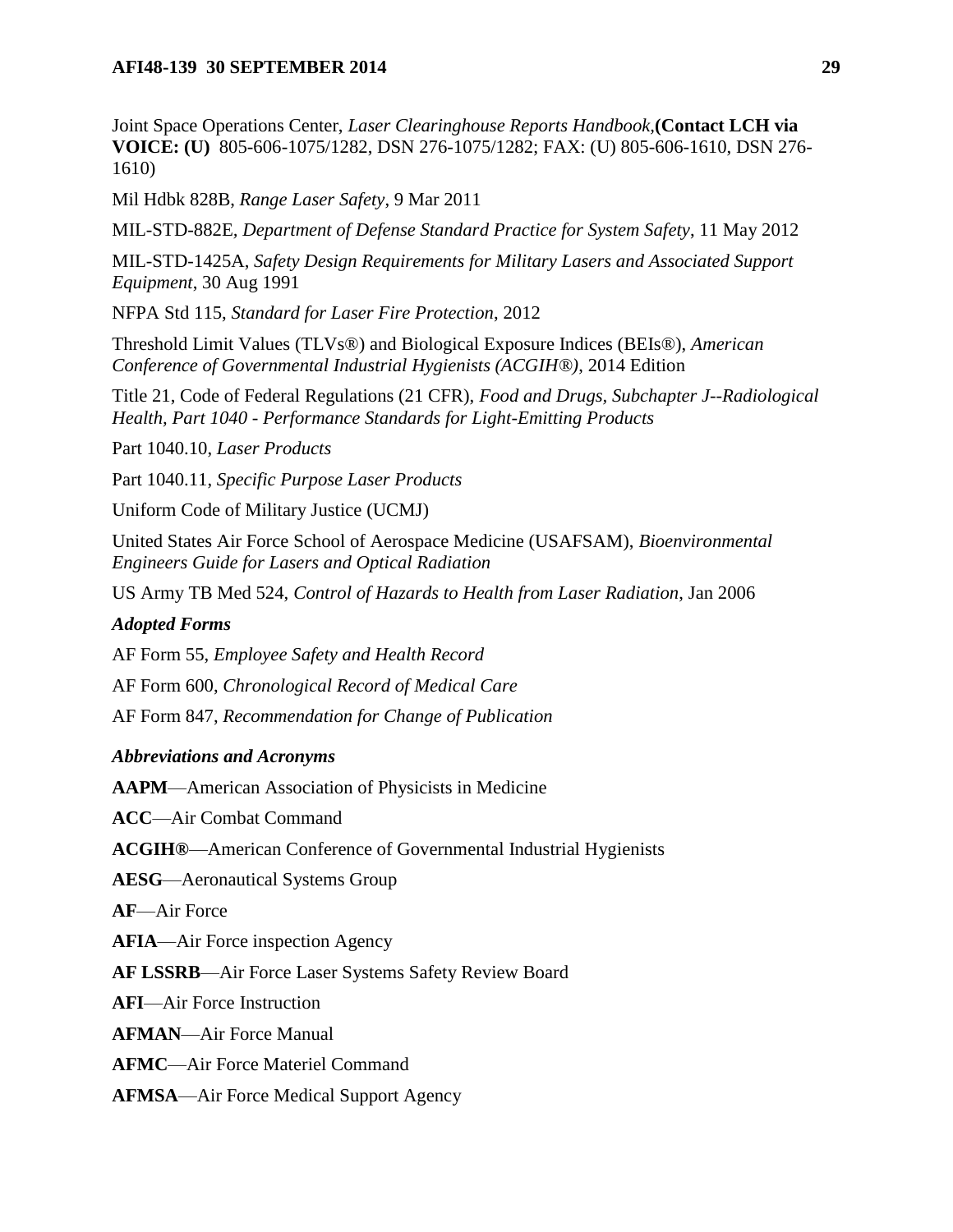Joint Space Operations Center, *Laser Clearinghouse Reports Handbook,***(Contact LCH via VOICE: (U)** 805-606-1075/1282, DSN 276-1075/1282; FAX: (U) 805-606-1610, DSN 276-1610)

Mil Hdbk 828B, *Range Laser Safety*, 9 Mar 2011

MIL-STD-882E, *Department of Defense Standard Practice for System Safety*, 11 May 2012

MIL-STD-1425A, *Safety Design Requirements for Military Lasers and Associated Support Equipment*, 30 Aug 1991

NFPA Std 115, *Standard for Laser Fire Protection*, 2012

Threshold Limit Values (TLVs®) and Biological Exposure Indices (BEIs®), *American Conference of Governmental Industrial Hygienists (ACGIH®)*, 2014 Edition

Title 21, Code of Federal Regulations (21 CFR), *Food and Drugs, Subchapter J--Radiological Health, Part 1040 - Performance Standards for Light-Emitting Products*

Part 1040.10, *Laser Products*

Part 1040.11, *Specific Purpose Laser Products*

Uniform Code of Military Justice (UCMJ)

United States Air Force School of Aerospace Medicine (USAFSAM), *Bioenvironmental Engineers Guide for Lasers and Optical Radiation*

US Army TB Med 524, *Control of Hazards to Health from Laser Radiation*, Jan 2006

### *Adopted Forms*

AF Form 55, *Employee Safety and Health Record*

AF Form 600, *Chronological Record of Medical Care*

AF Form 847, *Recommendation for Change of Publication*

### *Abbreviations and Acronyms*

**AAPM**—American Association of Physicists in Medicine

**ACC**—Air Combat Command

**ACGIH®**—American Conference of Governmental Industrial Hygienists

**AESG**—Aeronautical Systems Group

**AF**—Air Force

**AFIA**—Air Force inspection Agency

**AF LSSRB**—Air Force Laser Systems Safety Review Board

**AFI**—Air Force Instruction

**AFMAN**—Air Force Manual

**AFMC**—Air Force Materiel Command

**AFMSA**—Air Force Medical Support Agency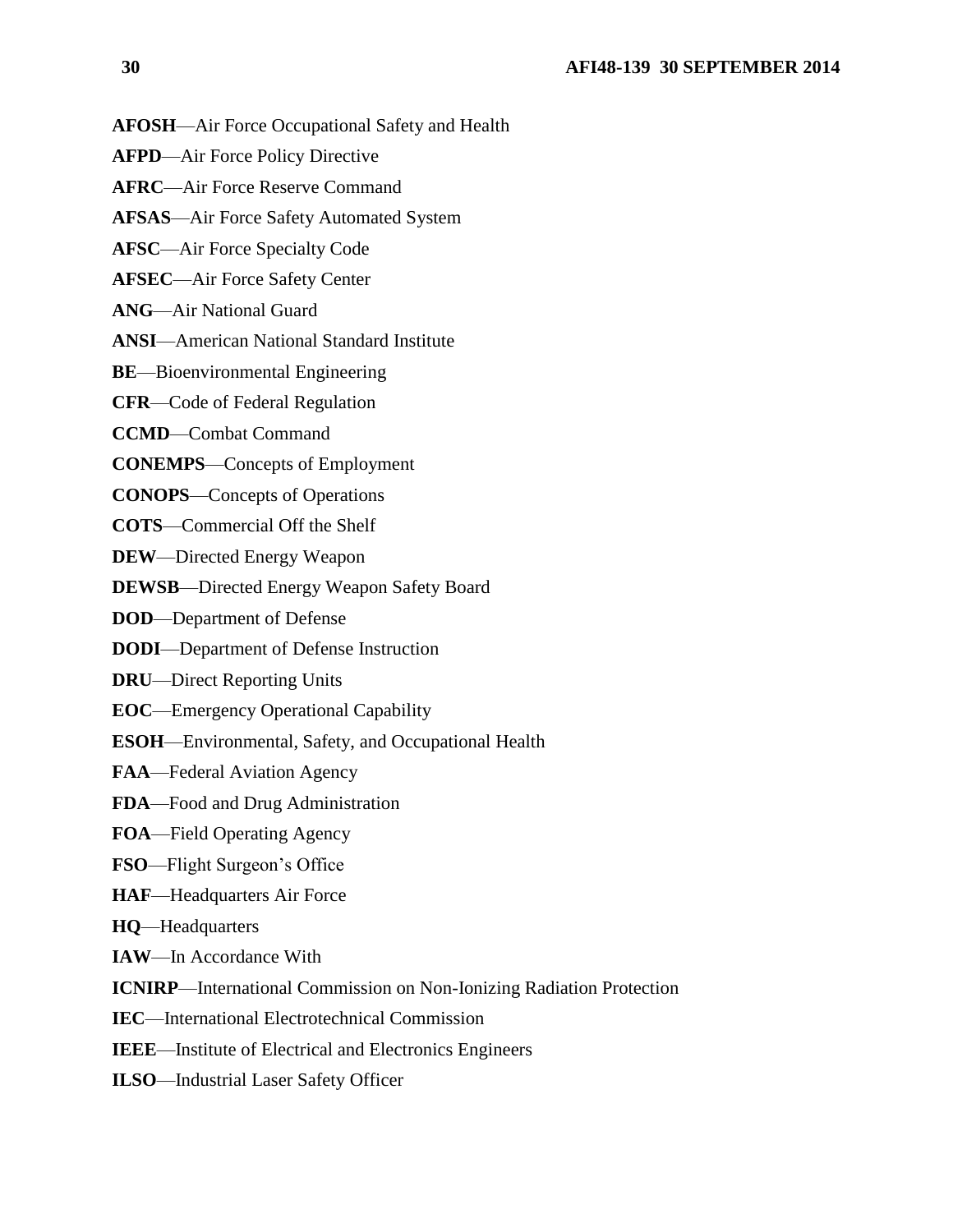**AFOSH**—Air Force Occupational Safety and Health

**AFPD**—Air Force Policy Directive

**AFRC**—Air Force Reserve Command

**AFSAS**—Air Force Safety Automated System

**AFSC**—Air Force Specialty Code

**AFSEC**—Air Force Safety Center

**ANG**—Air National Guard

**ANSI**—American National Standard Institute

**BE**—Bioenvironmental Engineering

**CFR**—Code of Federal Regulation

**CCMD**—Combat Command

**CONEMPS**—Concepts of Employment

**CONOPS**—Concepts of Operations

**COTS**—Commercial Off the Shelf

**DEW**—Directed Energy Weapon

**DEWSB**—Directed Energy Weapon Safety Board

**DOD**—Department of Defense

**DODI**—Department of Defense Instruction

**DRU**—Direct Reporting Units

**EOC**—Emergency Operational Capability

**ESOH**—Environmental, Safety, and Occupational Health

**FAA**—Federal Aviation Agency

**FDA**—Food and Drug Administration

**FOA**—Field Operating Agency

**FSO**—Flight Surgeon's Office

**HAF**—Headquarters Air Force

**HQ**—Headquarters

**IAW**—In Accordance With

**ICNIRP**—International Commission on Non-Ionizing Radiation Protection

**IEC**—International Electrotechnical Commission

**IEEE**—Institute of Electrical and Electronics Engineers

**ILSO**—Industrial Laser Safety Officer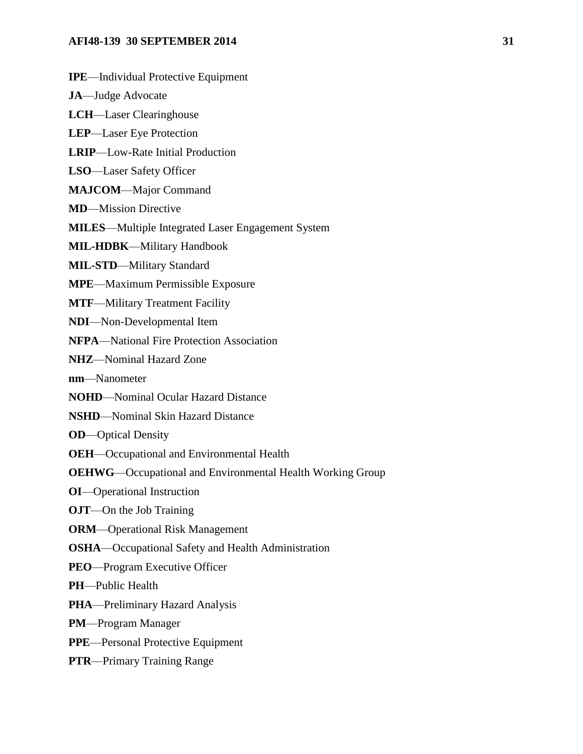**IPE**—Individual Protective Equipment

**JA**—Judge Advocate

**LCH**—Laser Clearinghouse

**LEP**—Laser Eye Protection

**LRIP**—Low-Rate Initial Production

**LSO**—Laser Safety Officer

**MAJCOM**—Major Command

**MD**—Mission Directive

**MILES**—Multiple Integrated Laser Engagement System

**MIL-HDBK**—Military Handbook

**MIL-STD**—Military Standard

**MPE**—Maximum Permissible Exposure

**MTF**—Military Treatment Facility

**NDI**—Non-Developmental Item

**NFPA**—National Fire Protection Association

**NHZ**—Nominal Hazard Zone

**nm**—Nanometer

**NOHD**—Nominal Ocular Hazard Distance

**NSHD**—Nominal Skin Hazard Distance

**OD**—Optical Density

**OEH**—Occupational and Environmental Health

**OEHWG**—Occupational and Environmental Health Working Group

**OI**—Operational Instruction

**OJT**—On the Job Training

**ORM**—Operational Risk Management

**OSHA**—Occupational Safety and Health Administration

**PEO**—Program Executive Officer

**PH**—Public Health

**PHA**—Preliminary Hazard Analysis

**PM**—Program Manager

**PPE**—Personal Protective Equipment

**PTR**—Primary Training Range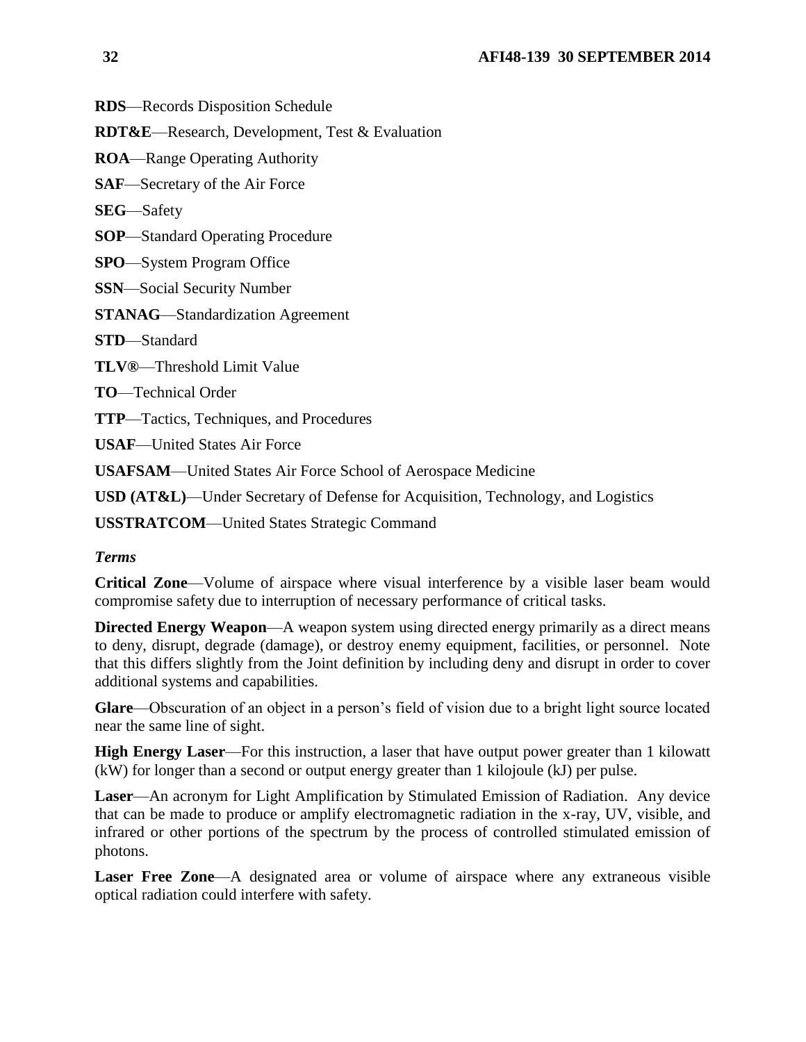**RDS**—Records Disposition Schedule

**RDT&E**—Research, Development, Test & Evaluation

**ROA**—Range Operating Authority

**SAF**—Secretary of the Air Force

**SEG**—Safety

**SOP**—Standard Operating Procedure

**SPO**—System Program Office

**SSN**—Social Security Number

**STANAG**—Standardization Agreement

**STD**—Standard

**TLV®**—Threshold Limit Value

**TO**—Technical Order

**TTP**—Tactics, Techniques, and Procedures

**USAF**—United States Air Force

**USAFSAM**—United States Air Force School of Aerospace Medicine

**USD (AT&L)**—Under Secretary of Defense for Acquisition, Technology, and Logistics

**USSTRATCOM**—United States Strategic Command

***Terms***

**Critical Zone**—Volume of airspace where visual interference by a visible laser beam would compromise safety due to interruption of necessary performance of critical tasks.

**Directed Energy Weapon**—A weapon system using directed energy primarily as a direct means to deny, disrupt, degrade (damage), or destroy enemy equipment, facilities, or personnel. Note that this differs slightly from the Joint definition by including deny and disrupt in order to cover additional systems and capabilities.

**Glare**—Obscuration of an object in a person's field of vision due to a bright light source located near the same line of sight.

**High Energy Laser**—For this instruction, a laser that have output power greater than 1 kilowatt (kW) for longer than a second or output energy greater than 1 kilojoule (kJ) per pulse.

**Laser**—An acronym for Light Amplification by Stimulated Emission of Radiation. Any device that can be made to produce or amplify electromagnetic radiation in the x-ray, UV, visible, and infrared or other portions of the spectrum by the process of controlled stimulated emission of photons.

**Laser Free Zone**—A designated area or volume of airspace where any extraneous visible optical radiation could interfere with safety.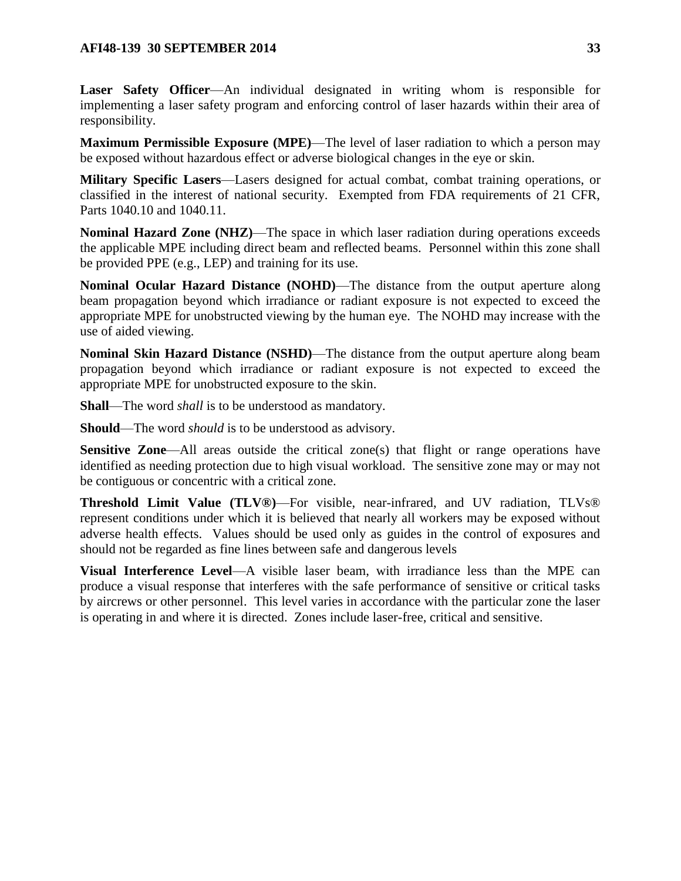**Laser Safety Officer**—An individual designated in writing whom is responsible for implementing a laser safety program and enforcing control of laser hazards within their area of responsibility.

**Maximum Permissible Exposure (MPE)**—The level of laser radiation to which a person may be exposed without hazardous effect or adverse biological changes in the eye or skin.

**Military Specific Lasers**—Lasers designed for actual combat, combat training operations, or classified in the interest of national security. Exempted from FDA requirements of 21 CFR, Parts 1040.10 and 1040.11.

**Nominal Hazard Zone (NHZ)**—The space in which laser radiation during operations exceeds the applicable MPE including direct beam and reflected beams. Personnel within this zone shall be provided PPE (e.g., LEP) and training for its use.

**Nominal Ocular Hazard Distance (NOHD)**—The distance from the output aperture along beam propagation beyond which irradiance or radiant exposure is not expected to exceed the appropriate MPE for unobstructed viewing by the human eye. The NOHD may increase with the use of aided viewing.

**Nominal Skin Hazard Distance (NSHD)**—The distance from the output aperture along beam propagation beyond which irradiance or radiant exposure is not expected to exceed the appropriate MPE for unobstructed exposure to the skin.

**Shall**—The word *shall* is to be understood as mandatory.

**Should**—The word *should* is to be understood as advisory.

**Sensitive Zone**—All areas outside the critical zone(s) that flight or range operations have identified as needing protection due to high visual workload. The sensitive zone may or may not be contiguous or concentric with a critical zone.

**Threshold Limit Value (TLV®)**—For visible, near-infrared, and UV radiation, TLVs® represent conditions under which it is believed that nearly all workers may be exposed without adverse health effects. Values should be used only as guides in the control of exposures and should not be regarded as fine lines between safe and dangerous levels

**Visual Interference Level**—A visible laser beam, with irradiance less than the MPE can produce a visual response that interferes with the safe performance of sensitive or critical tasks by aircrews or other personnel. This level varies in accordance with the particular zone the laser is operating in and where it is directed. Zones include laser-free, critical and sensitive.